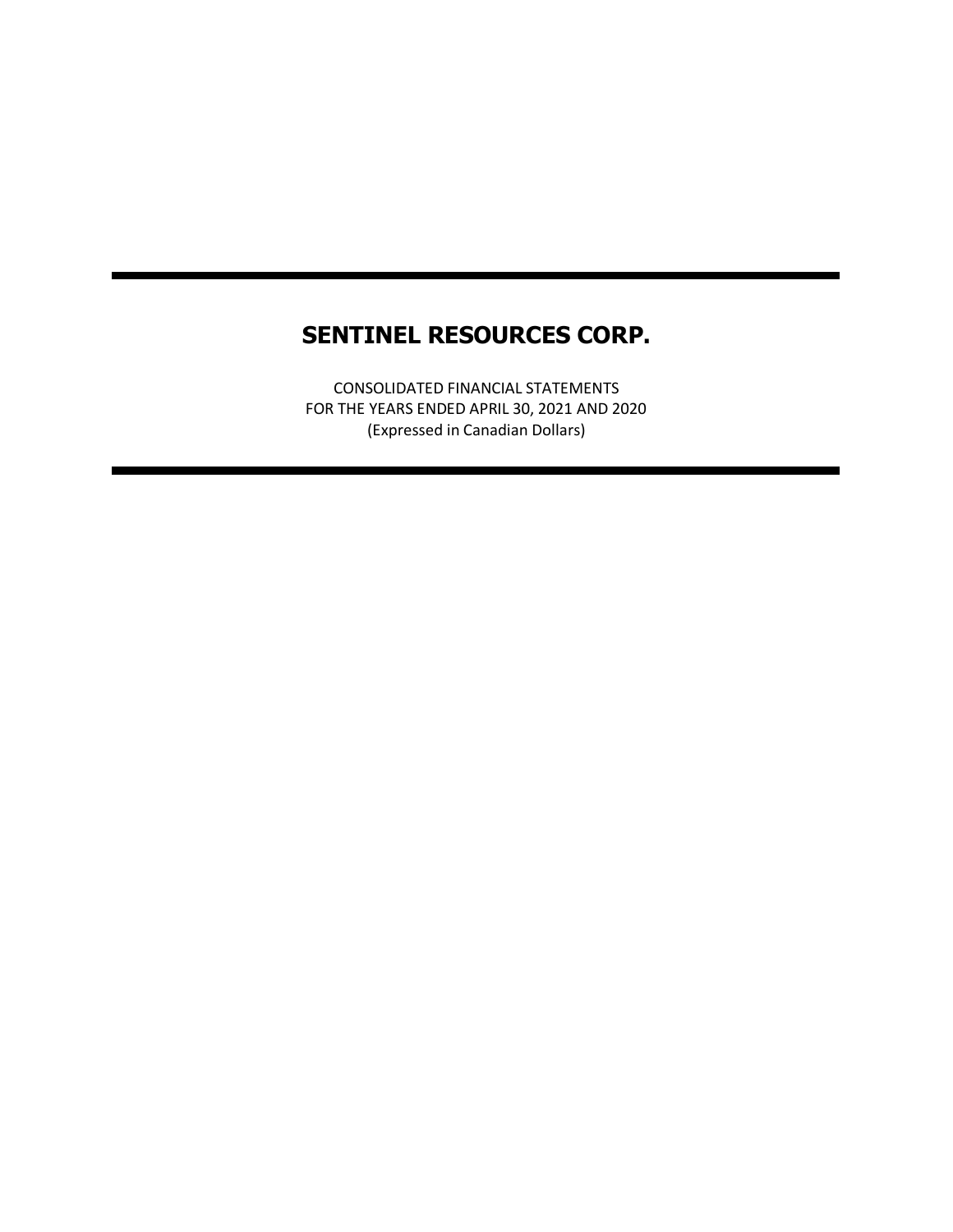# SENTINEL RESOURCES CORP.

CONSOLIDATED FINANCIAL STATEMENTS
FOR THE YEARS ENDED APRIL 30, 2021 AND 2020
(Expressed in Canadian Dollars)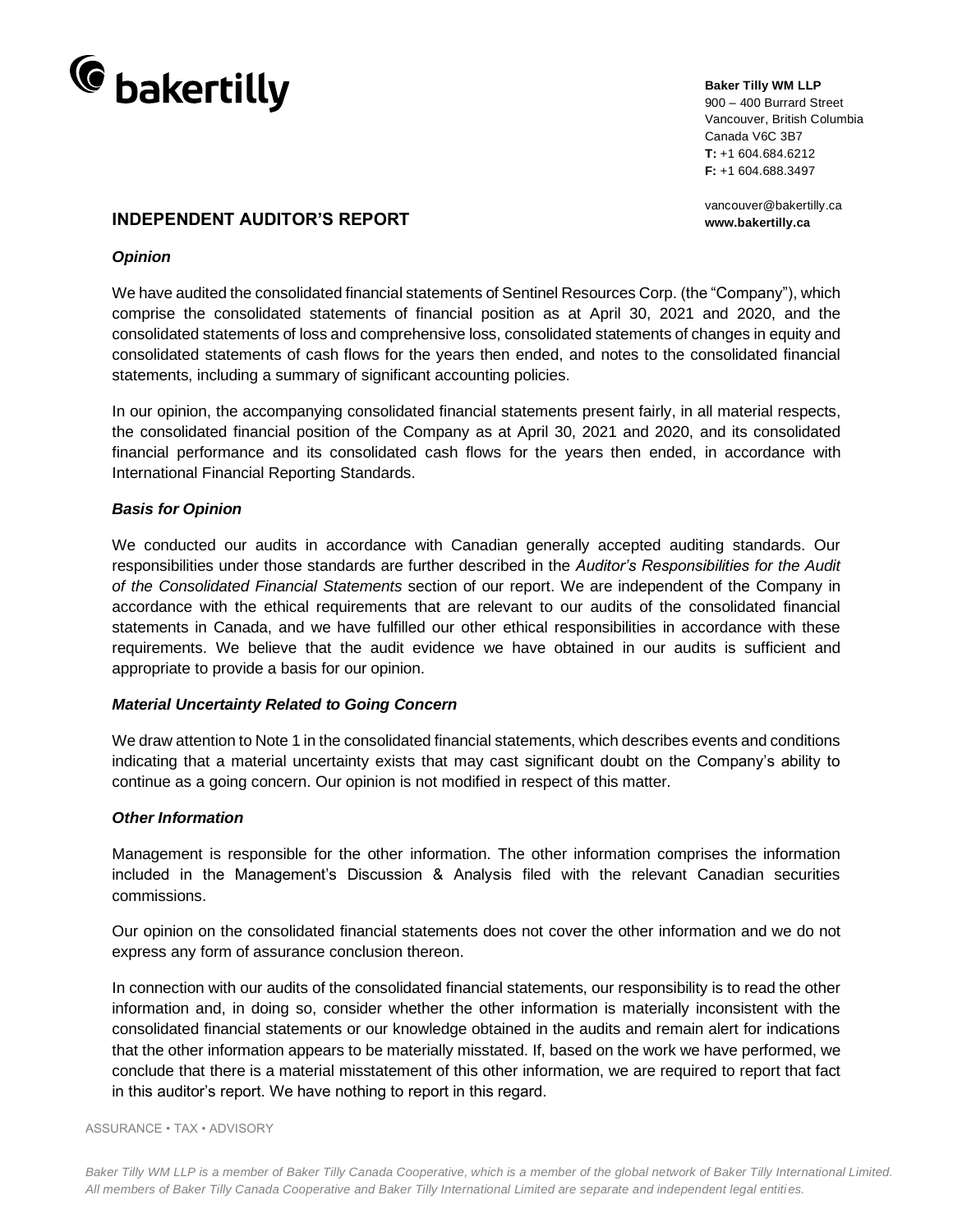**Baker Tilly WM LLP**
900 – 400 Burrard Street
Vancouver, British Columbia
Canada V6C 3B7
**T:** +1 604.684.6212
**F:** +1 604.688.3497

vancouver@bakertilly.ca
**www.bakertilly.ca**

## INDEPENDENT AUDITOR'S REPORT

### *Opinion*

We have audited the consolidated financial statements of Sentinel Resources Corp. (the "Company"), which comprise the consolidated statements of financial position as at April 30, 2021 and 2020, and the consolidated statements of loss and comprehensive loss, consolidated statements of changes in equity and consolidated statements of cash flows for the years then ended, and notes to the consolidated financial statements, including a summary of significant accounting policies.

In our opinion, the accompanying consolidated financial statements present fairly, in all material respects, the consolidated financial position of the Company as at April 30, 2021 and 2020, and its consolidated financial performance and its consolidated cash flows for the years then ended, in accordance with International Financial Reporting Standards.

### *Basis for Opinion*

We conducted our audits in accordance with Canadian generally accepted auditing standards. Our responsibilities under those standards are further described in the *Auditor's Responsibilities for the Audit of the Consolidated Financial Statements* section of our report. We are independent of the Company in accordance with the ethical requirements that are relevant to our audits of the consolidated financial statements in Canada, and we have fulfilled our other ethical responsibilities in accordance with these requirements. We believe that the audit evidence we have obtained in our audits is sufficient and appropriate to provide a basis for our opinion.

### *Material Uncertainty Related to Going Concern*

We draw attention to Note 1 in the consolidated financial statements, which describes events and conditions indicating that a material uncertainty exists that may cast significant doubt on the Company's ability to continue as a going concern. Our opinion is not modified in respect of this matter.

### *Other Information*

Management is responsible for the other information. The other information comprises the information included in the Management's Discussion & Analysis filed with the relevant Canadian securities commissions.

Our opinion on the consolidated financial statements does not cover the other information and we do not express any form of assurance conclusion thereon.

In connection with our audits of the consolidated financial statements, our responsibility is to read the other information and, in doing so, consider whether the other information is materially inconsistent with the consolidated financial statements or our knowledge obtained in the audits and remain alert for indications that the other information appears to be materially misstated. If, based on the work we have performed, we conclude that there is a material misstatement of this other information, we are required to report that fact in this auditor's report. We have nothing to report in this regard.

ASSURANCE • TAX • ADVISORY

*Baker Tilly WM LLP is a member of Baker Tilly Canada Cooperative, which is a member of the global network of Baker Tilly International Limited. All members of Baker Tilly Canada Cooperative and Baker Tilly International Limited are separate and independent legal entities.*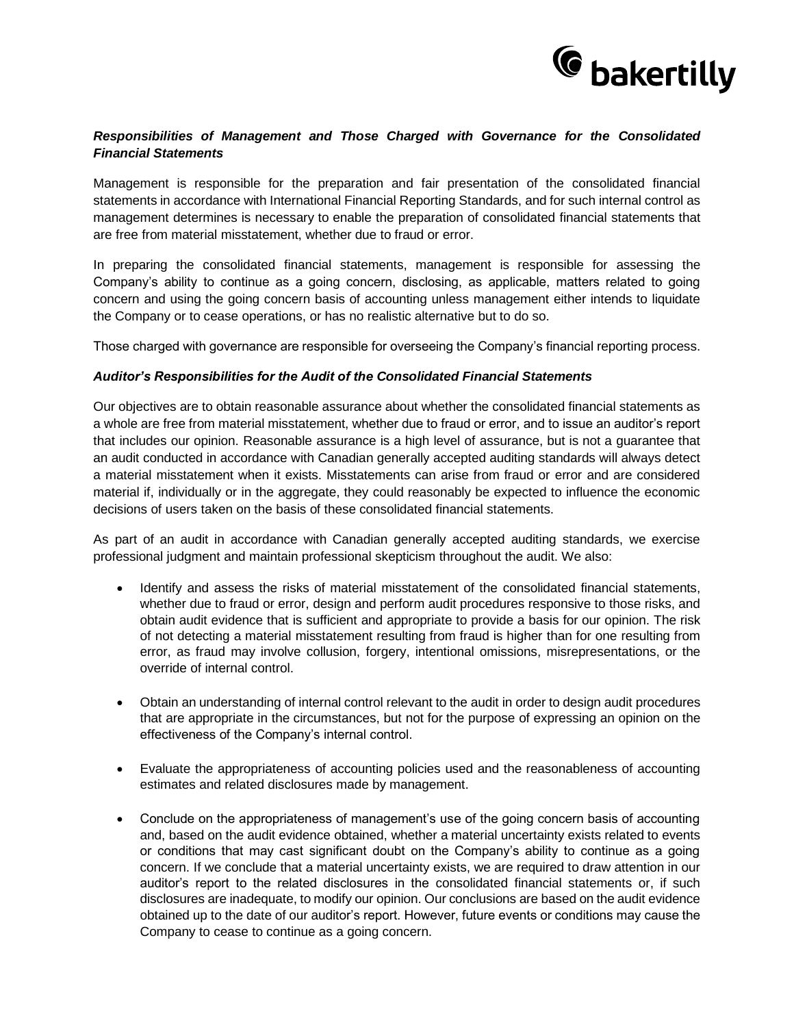***Responsibilities of Management and Those Charged with Governance for the Consolidated Financial Statements***

Management is responsible for the preparation and fair presentation of the consolidated financial statements in accordance with International Financial Reporting Standards, and for such internal control as management determines is necessary to enable the preparation of consolidated financial statements that are free from material misstatement, whether due to fraud or error.

In preparing the consolidated financial statements, management is responsible for assessing the Company's ability to continue as a going concern, disclosing, as applicable, matters related to going concern and using the going concern basis of accounting unless management either intends to liquidate the Company or to cease operations, or has no realistic alternative but to do so.

Those charged with governance are responsible for overseeing the Company's financial reporting process.

***Auditor's Responsibilities for the Audit of the Consolidated Financial Statements***

Our objectives are to obtain reasonable assurance about whether the consolidated financial statements as a whole are free from material misstatement, whether due to fraud or error, and to issue an auditor's report that includes our opinion. Reasonable assurance is a high level of assurance, but is not a guarantee that an audit conducted in accordance with Canadian generally accepted auditing standards will always detect a material misstatement when it exists. Misstatements can arise from fraud or error and are considered material if, individually or in the aggregate, they could reasonably be expected to influence the economic decisions of users taken on the basis of these consolidated financial statements.

As part of an audit in accordance with Canadian generally accepted auditing standards, we exercise professional judgment and maintain professional skepticism throughout the audit. We also:

- Identify and assess the risks of material misstatement of the consolidated financial statements, whether due to fraud or error, design and perform audit procedures responsive to those risks, and obtain audit evidence that is sufficient and appropriate to provide a basis for our opinion. The risk of not detecting a material misstatement resulting from fraud is higher than for one resulting from error, as fraud may involve collusion, forgery, intentional omissions, misrepresentations, or the override of internal control.

- Obtain an understanding of internal control relevant to the audit in order to design audit procedures that are appropriate in the circumstances, but not for the purpose of expressing an opinion on the effectiveness of the Company's internal control.

- Evaluate the appropriateness of accounting policies used and the reasonableness of accounting estimates and related disclosures made by management.

- Conclude on the appropriateness of management's use of the going concern basis of accounting and, based on the audit evidence obtained, whether a material uncertainty exists related to events or conditions that may cast significant doubt on the Company's ability to continue as a going concern. If we conclude that a material uncertainty exists, we are required to draw attention in our auditor's report to the related disclosures in the consolidated financial statements or, if such disclosures are inadequate, to modify our opinion. Our conclusions are based on the audit evidence obtained up to the date of our auditor's report. However, future events or conditions may cause the Company to cease to continue as a going concern.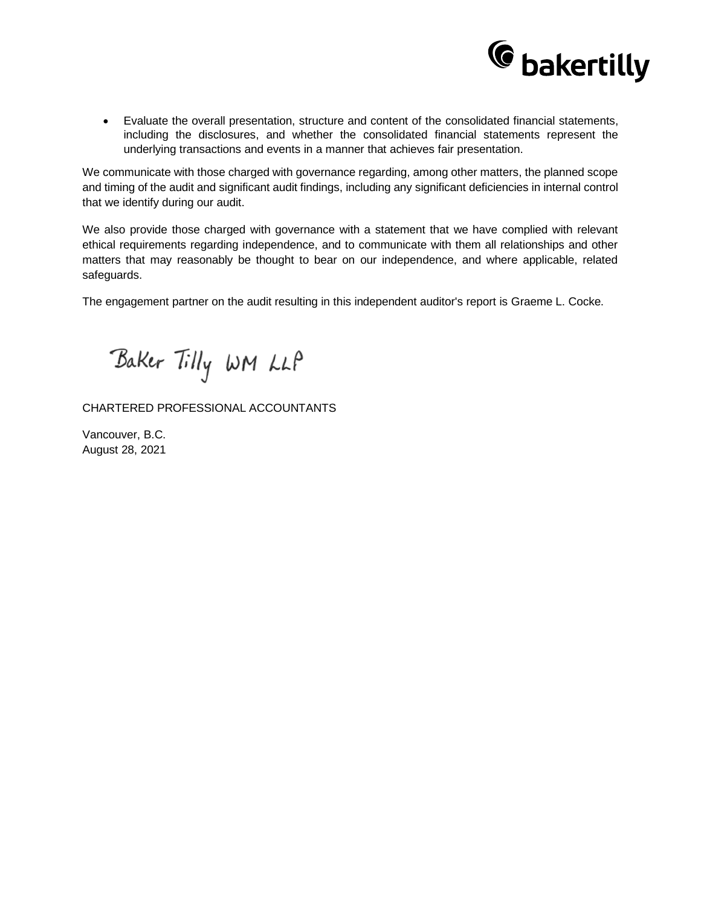- Evaluate the overall presentation, structure and content of the consolidated financial statements, including the disclosures, and whether the consolidated financial statements represent the underlying transactions and events in a manner that achieves fair presentation.

We communicate with those charged with governance regarding, among other matters, the planned scope and timing of the audit and significant audit findings, including any significant deficiencies in internal control that we identify during our audit.

We also provide those charged with governance with a statement that we have complied with relevant ethical requirements regarding independence, and to communicate with them all relationships and other matters that may reasonably be thought to bear on our independence, and where applicable, related safeguards.

The engagement partner on the audit resulting in this independent auditor's report is Graeme L. Cocke.

Baker Tilly WM LLP

CHARTERED PROFESSIONAL ACCOUNTANTS

Vancouver, B.C.
August 28, 2021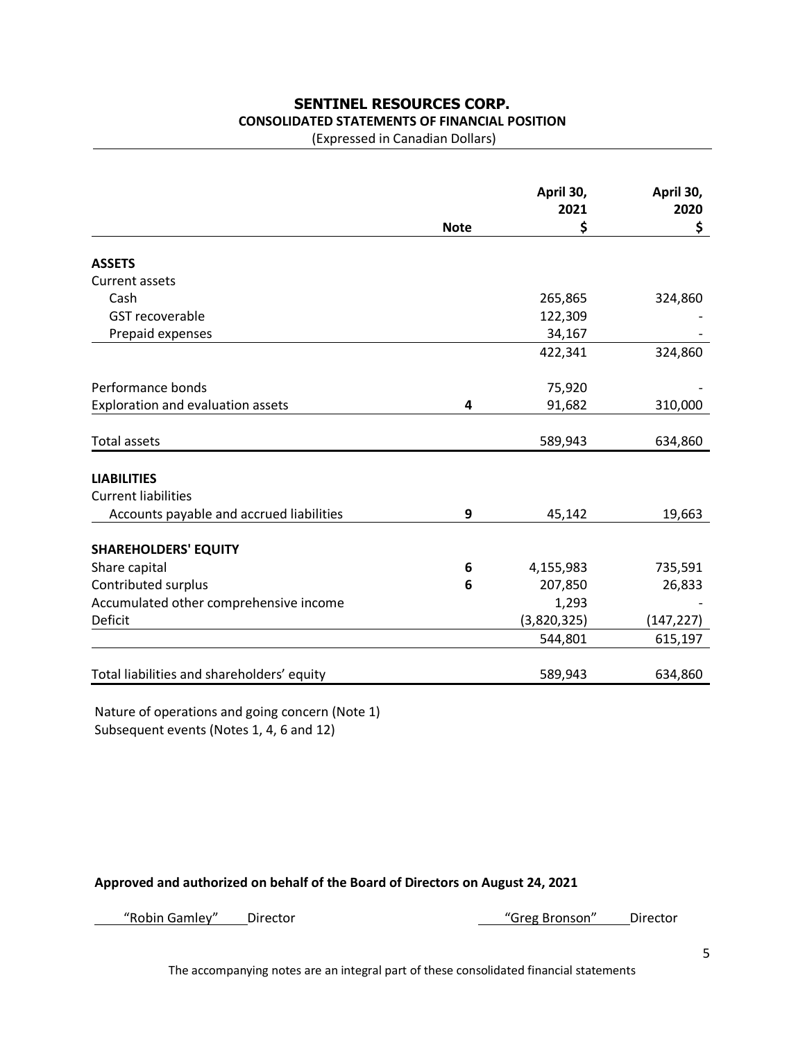# SENTINEL RESOURCES CORP.

## CONSOLIDATED STATEMENTS OF FINANCIAL POSITION

(Expressed in Canadian Dollars)

| | Note | April 30, 2021 $ | April 30, 2020 $ |
|---|---|---|---|
| **ASSETS** | | | |
| Current assets | | | |
| Cash | | 265,865 | 324,860 |
| GST recoverable | | 122,309 | - |
| Prepaid expenses | | 34,167 | - |
| | | 422,341 | 324,860 |
| Performance bonds | | 75,920 | - |
| Exploration and evaluation assets | 4 | 91,682 | 310,000 |
| Total assets | | 589,943 | 634,860 |
| **LIABILITIES** | | | |
| Current liabilities | | | |
| Accounts payable and accrued liabilities | 9 | 45,142 | 19,663 |
| **SHAREHOLDERS' EQUITY** | | | |
| Share capital | 6 | 4,155,983 | 735,591 |
| Contributed surplus | 6 | 207,850 | 26,833 |
| Accumulated other comprehensive income | | 1,293 | - |
| Deficit | | (3,820,325) | (147,227) |
| | | 544,801 | 615,197 |
| Total liabilities and shareholders' equity | | 589,943 | 634,860 |

Nature of operations and going concern (Note 1)
Subsequent events (Notes 1, 4, 6 and 12)

**Approved and authorized on behalf of the Board of Directors on August 24, 2021**

"Robin Gamley" Director "Greg Bronson" Director

The accompanying notes are an integral part of these consolidated financial statements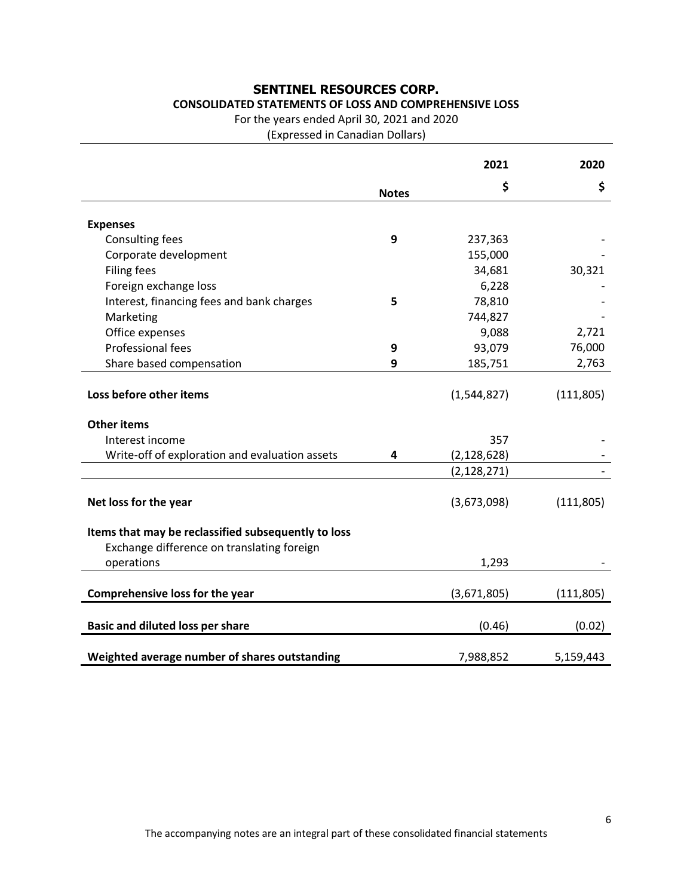# SENTINEL RESOURCES CORP.

## CONSOLIDATED STATEMENTS OF LOSS AND COMPREHENSIVE LOSS

For the years ended April 30, 2021 and 2020

(Expressed in Canadian Dollars)

| | Notes | 2021 $ | 2020 $ |
|---|---|---|---|
| **Expenses** | | | |
| Consulting fees | 9 | 237,363 | - |
| Corporate development | | 155,000 | - |
| Filing fees | | 34,681 | 30,321 |
| Foreign exchange loss | | 6,228 | - |
| Interest, financing fees and bank charges | 5 | 78,810 | - |
| Marketing | | 744,827 | - |
| Office expenses | | 9,088 | 2,721 |
| Professional fees | 9 | 93,079 | 76,000 |
| Share based compensation | 9 | 185,751 | 2,763 |
| **Loss before other items** | | (1,544,827) | (111,805) |
| **Other items** | | | |
| Interest income | | 357 | - |
| Write-off of exploration and evaluation assets | 4 | (2,128,628) | - |
| | | (2,128,271) | - |
| **Net loss for the year** | | (3,673,098) | (111,805) |
| **Items that may be reclassified subsequently to loss** | | | |
| Exchange difference on translating foreign operations | | 1,293 | - |
| **Comprehensive loss for the year** | | (3,671,805) | (111,805) |
| **Basic and diluted loss per share** | | (0.46) | (0.02) |
| **Weighted average number of shares outstanding** | | 7,988,852 | 5,159,443 |

The accompanying notes are an integral part of these consolidated financial statements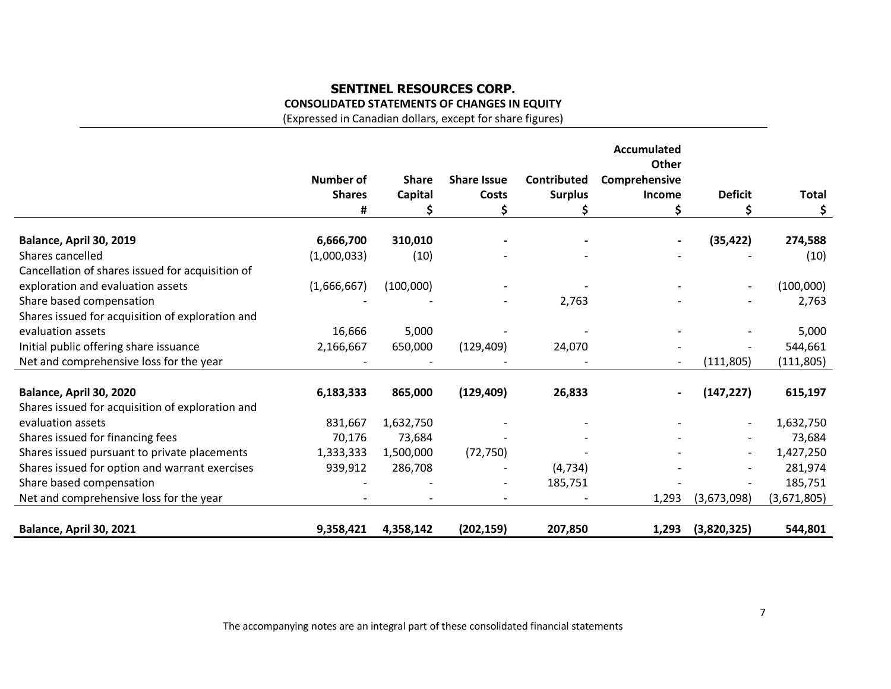**SENTINEL RESOURCES CORP.**

**CONSOLIDATED STATEMENTS OF CHANGES IN EQUITY**

(Expressed in Canadian dollars, except for share figures)

| | Number of Shares # | Share Capital $ | Share Issue Costs $ | Contributed Surplus $ | Accumulated Other Comprehensive Income $ | Deficit $ | Total $ |
|---|---|---|---|---|---|---|---|
| **Balance, April 30, 2019** | **6,666,700** | **310,010** | **-** | **-** | **-** | **(35,422)** | **274,588** |
| Shares cancelled | (1,000,033) | (10) | - | - | - | - | (10) |
| Cancellation of shares issued for acquisition of exploration and evaluation assets | (1,666,667) | (100,000) | - | - | - | - | (100,000) |
| Share based compensation | - | - | - | 2,763 | - | - | 2,763 |
| Shares issued for acquisition of exploration and evaluation assets | 16,666 | 5,000 | - | - | - | - | 5,000 |
| Initial public offering share issuance | 2,166,667 | 650,000 | (129,409) | 24,070 | - | - | 544,661 |
| Net and comprehensive loss for the year | - | - | - | - | - | (111,805) | (111,805) |
| **Balance, April 30, 2020** | **6,183,333** | **865,000** | **(129,409)** | **26,833** | **-** | **(147,227)** | **615,197** |
| Shares issued for acquisition of exploration and evaluation assets | 831,667 | 1,632,750 | - | - | - | - | 1,632,750 |
| Shares issued for financing fees | 70,176 | 73,684 | - | - | - | - | 73,684 |
| Shares issued pursuant to private placements | 1,333,333 | 1,500,000 | (72,750) | - | - | - | 1,427,250 |
| Shares issued for option and warrant exercises | 939,912 | 286,708 | - | (4,734) | - | - | 281,974 |
| Share based compensation | - | - | - | 185,751 | - | - | 185,751 |
| Net and comprehensive loss for the year | - | - | - | - | 1,293 | (3,673,098) | (3,671,805) |
| **Balance, April 30, 2021** | **9,358,421** | **4,358,142** | **(202,159)** | **207,850** | **1,293** | **(3,820,325)** | **544,801** |

The accompanying notes are an integral part of these consolidated financial statements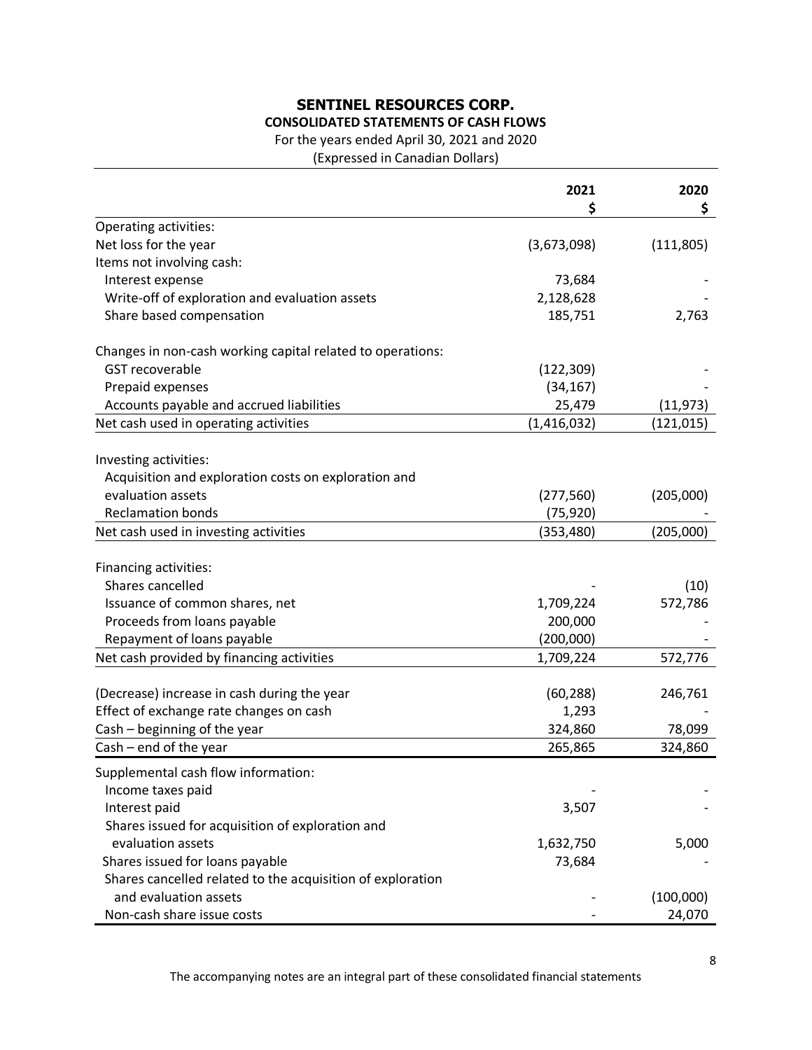# SENTINEL RESOURCES CORP.

## CONSOLIDATED STATEMENTS OF CASH FLOWS

For the years ended April 30, 2021 and 2020

(Expressed in Canadian Dollars)

| | 2021<br>$ | 2020<br>$ |
|---|---|---|
| Operating activities: | | |
| Net loss for the year | (3,673,098) | (111,805) |
| Items not involving cash: | | |
| Interest expense | 73,684 | - |
| Write-off of exploration and evaluation assets | 2,128,628 | - |
| Share based compensation | 185,751 | 2,763 |
| | | |
| Changes in non-cash working capital related to operations: | | |
| GST recoverable | (122,309) | - |
| Prepaid expenses | (34,167) | - |
| Accounts payable and accrued liabilities | 25,479 | (11,973) |
| Net cash used in operating activities | (1,416,032) | (121,015) |
| | | |
| Investing activities: | | |
| Acquisition and exploration costs on exploration and evaluation assets | (277,560) | (205,000) |
| Reclamation bonds | (75,920) | - |
| Net cash used in investing activities | (353,480) | (205,000) |
| | | |
| Financing activities: | | |
| Shares cancelled | - | (10) |
| Issuance of common shares, net | 1,709,224 | 572,786 |
| Proceeds from loans payable | 200,000 | - |
| Repayment of loans payable | (200,000) | - |
| Net cash provided by financing activities | 1,709,224 | 572,776 |
| | | |
| (Decrease) increase in cash during the year | (60,288) | 246,761 |
| Effect of exchange rate changes on cash | 1,293 | - |
| Cash – beginning of the year | 324,860 | 78,099 |
| Cash – end of the year | 265,865 | 324,860 |
| | | |
| Supplemental cash flow information: | | |
| Income taxes paid | - | - |
| Interest paid | 3,507 | - |
| Shares issued for acquisition of exploration and evaluation assets | 1,632,750 | 5,000 |
| Shares issued for loans payable | 73,684 | - |
| Shares cancelled related to the acquisition of exploration and evaluation assets | - | (100,000) |
| Non-cash share issue costs | - | 24,070 |

The accompanying notes are an integral part of these consolidated financial statements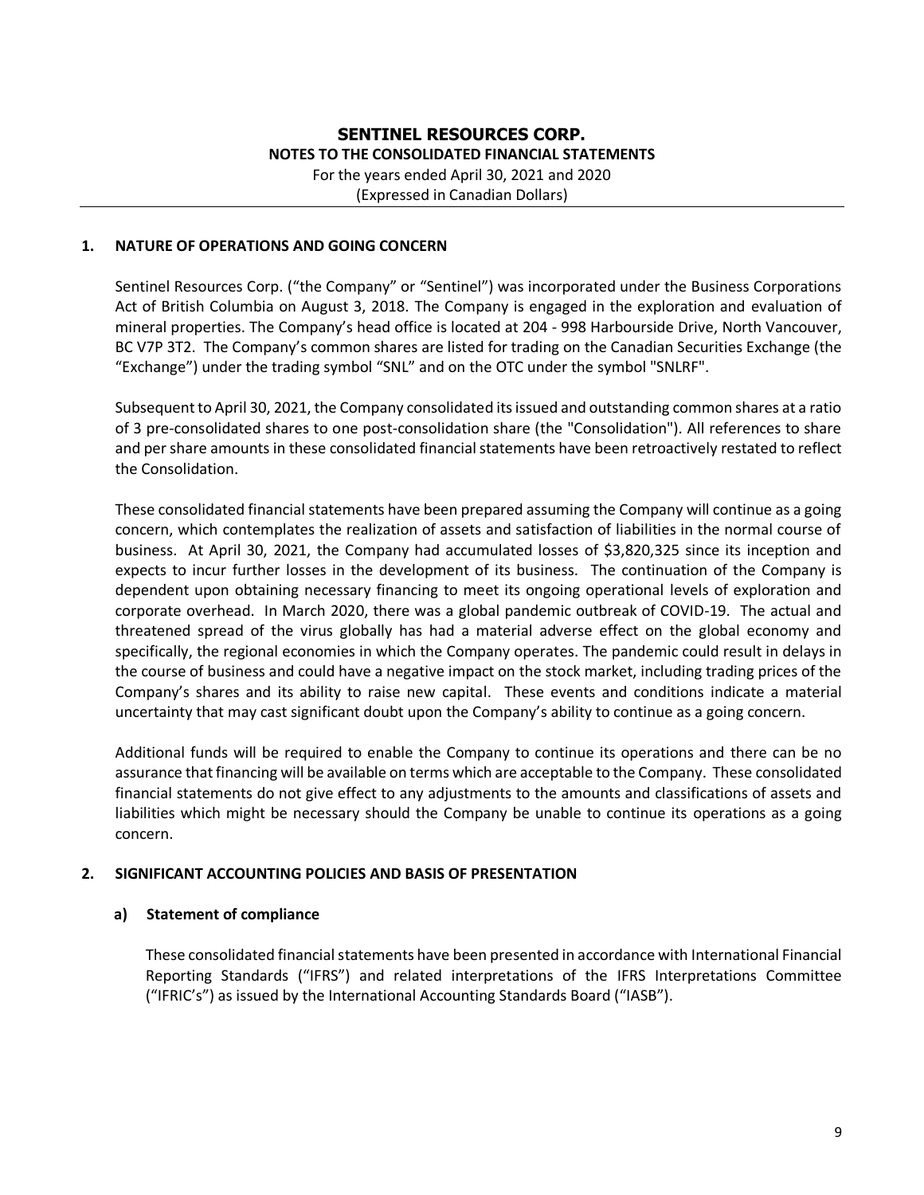## 1. NATURE OF OPERATIONS AND GOING CONCERN

Sentinel Resources Corp. ("the Company" or "Sentinel") was incorporated under the Business Corporations Act of British Columbia on August 3, 2018. The Company is engaged in the exploration and evaluation of mineral properties. The Company's head office is located at 204 - 998 Harbourside Drive, North Vancouver, BC V7P 3T2. The Company's common shares are listed for trading on the Canadian Securities Exchange (the "Exchange") under the trading symbol "SNL" and on the OTC under the symbol "SNLRF".

Subsequent to April 30, 2021, the Company consolidated its issued and outstanding common shares at a ratio of 3 pre-consolidated shares to one post-consolidation share (the "Consolidation"). All references to share and per share amounts in these consolidated financial statements have been retroactively restated to reflect the Consolidation.

These consolidated financial statements have been prepared assuming the Company will continue as a going concern, which contemplates the realization of assets and satisfaction of liabilities in the normal course of business. At April 30, 2021, the Company had accumulated losses of $3,820,325 since its inception and expects to incur further losses in the development of its business. The continuation of the Company is dependent upon obtaining necessary financing to meet its ongoing operational levels of exploration and corporate overhead. In March 2020, there was a global pandemic outbreak of COVID-19. The actual and threatened spread of the virus globally has had a material adverse effect on the global economy and specifically, the regional economies in which the Company operates. The pandemic could result in delays in the course of business and could have a negative impact on the stock market, including trading prices of the Company's shares and its ability to raise new capital. These events and conditions indicate a material uncertainty that may cast significant doubt upon the Company's ability to continue as a going concern.

Additional funds will be required to enable the Company to continue its operations and there can be no assurance that financing will be available on terms which are acceptable to the Company. These consolidated financial statements do not give effect to any adjustments to the amounts and classifications of assets and liabilities which might be necessary should the Company be unable to continue its operations as a going concern.

## 2. SIGNIFICANT ACCOUNTING POLICIES AND BASIS OF PRESENTATION

### a) Statement of compliance

These consolidated financial statements have been presented in accordance with International Financial Reporting Standards ("IFRS") and related interpretations of the IFRS Interpretations Committee ("IFRIC's") as issued by the International Accounting Standards Board ("IASB").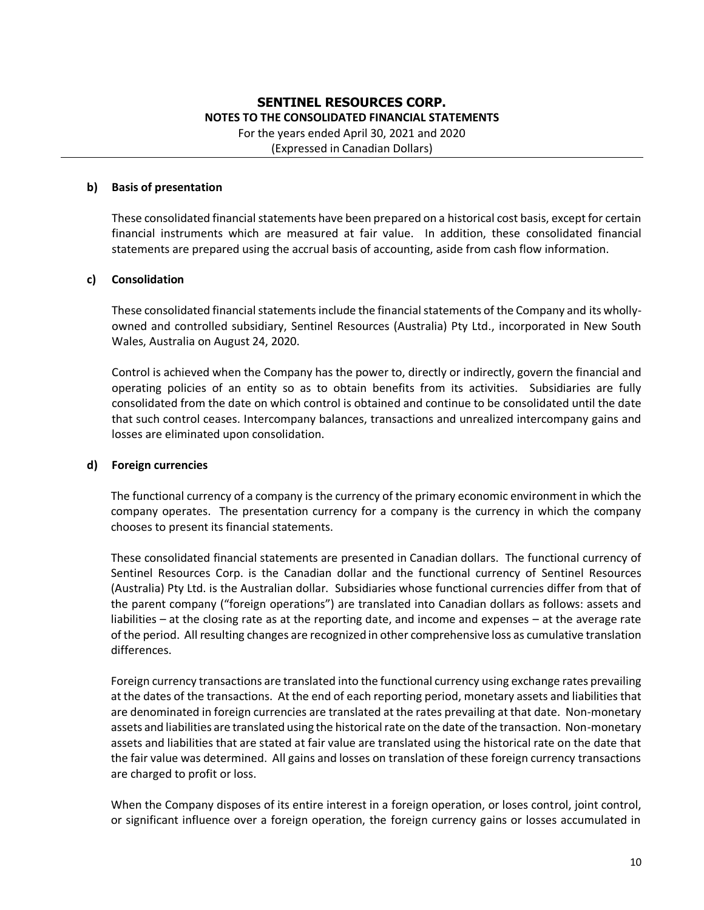**b) Basis of presentation**

These consolidated financial statements have been prepared on a historical cost basis, except for certain financial instruments which are measured at fair value. In addition, these consolidated financial statements are prepared using the accrual basis of accounting, aside from cash flow information.

**c) Consolidation**

These consolidated financial statements include the financial statements of the Company and its wholly-owned and controlled subsidiary, Sentinel Resources (Australia) Pty Ltd., incorporated in New South Wales, Australia on August 24, 2020.

Control is achieved when the Company has the power to, directly or indirectly, govern the financial and operating policies of an entity so as to obtain benefits from its activities. Subsidiaries are fully consolidated from the date on which control is obtained and continue to be consolidated until the date that such control ceases. Intercompany balances, transactions and unrealized intercompany gains and losses are eliminated upon consolidation.

**d) Foreign currencies**

The functional currency of a company is the currency of the primary economic environment in which the company operates. The presentation currency for a company is the currency in which the company chooses to present its financial statements.

These consolidated financial statements are presented in Canadian dollars. The functional currency of Sentinel Resources Corp. is the Canadian dollar and the functional currency of Sentinel Resources (Australia) Pty Ltd. is the Australian dollar. Subsidiaries whose functional currencies differ from that of the parent company ("foreign operations") are translated into Canadian dollars as follows: assets and liabilities – at the closing rate as at the reporting date, and income and expenses – at the average rate of the period. All resulting changes are recognized in other comprehensive loss as cumulative translation differences.

Foreign currency transactions are translated into the functional currency using exchange rates prevailing at the dates of the transactions. At the end of each reporting period, monetary assets and liabilities that are denominated in foreign currencies are translated at the rates prevailing at that date. Non-monetary assets and liabilities are translated using the historical rate on the date of the transaction. Non-monetary assets and liabilities that are stated at fair value are translated using the historical rate on the date that the fair value was determined. All gains and losses on translation of these foreign currency transactions are charged to profit or loss.

When the Company disposes of its entire interest in a foreign operation, or loses control, joint control, or significant influence over a foreign operation, the foreign currency gains or losses accumulated in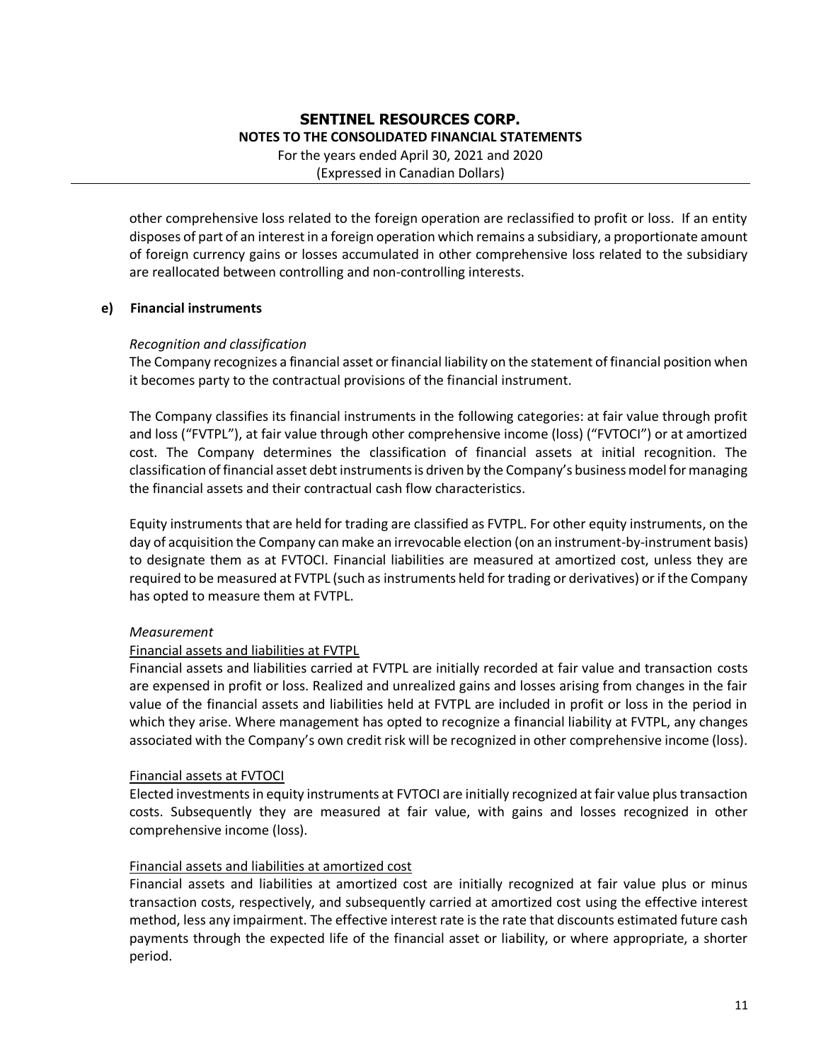other comprehensive loss related to the foreign operation are reclassified to profit or loss. If an entity disposes of part of an interest in a foreign operation which remains a subsidiary, a proportionate amount of foreign currency gains or losses accumulated in other comprehensive loss related to the subsidiary are reallocated between controlling and non-controlling interests.

**e) Financial instruments**

*Recognition and classification*

The Company recognizes a financial asset or financial liability on the statement of financial position when it becomes party to the contractual provisions of the financial instrument.

The Company classifies its financial instruments in the following categories: at fair value through profit and loss ("FVTPL"), at fair value through other comprehensive income (loss) ("FVTOCI") or at amortized cost. The Company determines the classification of financial assets at initial recognition. The classification of financial asset debt instruments is driven by the Company's business model for managing the financial assets and their contractual cash flow characteristics.

Equity instruments that are held for trading are classified as FVTPL. For other equity instruments, on the day of acquisition the Company can make an irrevocable election (on an instrument-by-instrument basis) to designate them as at FVTOCI. Financial liabilities are measured at amortized cost, unless they are required to be measured at FVTPL (such as instruments held for trading or derivatives) or if the Company has opted to measure them at FVTPL.

*Measurement*

Financial assets and liabilities at FVTPL

Financial assets and liabilities carried at FVTPL are initially recorded at fair value and transaction costs are expensed in profit or loss. Realized and unrealized gains and losses arising from changes in the fair value of the financial assets and liabilities held at FVTPL are included in profit or loss in the period in which they arise. Where management has opted to recognize a financial liability at FVTPL, any changes associated with the Company's own credit risk will be recognized in other comprehensive income (loss).

Financial assets at FVTOCI

Elected investments in equity instruments at FVTOCI are initially recognized at fair value plus transaction costs. Subsequently they are measured at fair value, with gains and losses recognized in other comprehensive income (loss).

Financial assets and liabilities at amortized cost

Financial assets and liabilities at amortized cost are initially recognized at fair value plus or minus transaction costs, respectively, and subsequently carried at amortized cost using the effective interest method, less any impairment. The effective interest rate is the rate that discounts estimated future cash payments through the expected life of the financial asset or liability, or where appropriate, a shorter period.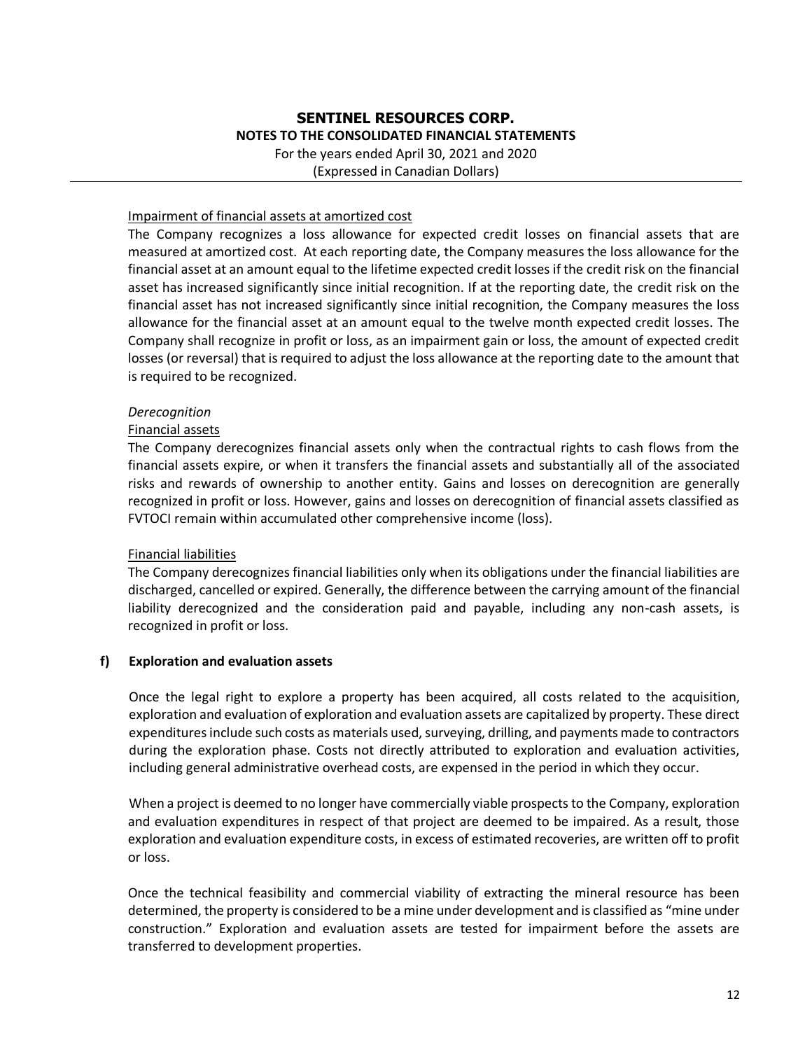Impairment of financial assets at amortized cost

The Company recognizes a loss allowance for expected credit losses on financial assets that are measured at amortized cost. At each reporting date, the Company measures the loss allowance for the financial asset at an amount equal to the lifetime expected credit losses if the credit risk on the financial asset has increased significantly since initial recognition. If at the reporting date, the credit risk on the financial asset has not increased significantly since initial recognition, the Company measures the loss allowance for the financial asset at an amount equal to the twelve month expected credit losses. The Company shall recognize in profit or loss, as an impairment gain or loss, the amount of expected credit losses (or reversal) that is required to adjust the loss allowance at the reporting date to the amount that is required to be recognized.

*Derecognition*

Financial assets

The Company derecognizes financial assets only when the contractual rights to cash flows from the financial assets expire, or when it transfers the financial assets and substantially all of the associated risks and rewards of ownership to another entity. Gains and losses on derecognition are generally recognized in profit or loss. However, gains and losses on derecognition of financial assets classified as FVTOCI remain within accumulated other comprehensive income (loss).

Financial liabilities

The Company derecognizes financial liabilities only when its obligations under the financial liabilities are discharged, cancelled or expired. Generally, the difference between the carrying amount of the financial liability derecognized and the consideration paid and payable, including any non-cash assets, is recognized in profit or loss.

**f) Exploration and evaluation assets**

Once the legal right to explore a property has been acquired, all costs related to the acquisition, exploration and evaluation of exploration and evaluation assets are capitalized by property. These direct expenditures include such costs as materials used, surveying, drilling, and payments made to contractors during the exploration phase. Costs not directly attributed to exploration and evaluation activities, including general administrative overhead costs, are expensed in the period in which they occur.

When a project is deemed to no longer have commercially viable prospects to the Company, exploration and evaluation expenditures in respect of that project are deemed to be impaired. As a result, those exploration and evaluation expenditure costs, in excess of estimated recoveries, are written off to profit or loss.

Once the technical feasibility and commercial viability of extracting the mineral resource has been determined, the property is considered to be a mine under development and is classified as "mine under construction." Exploration and evaluation assets are tested for impairment before the assets are transferred to development properties.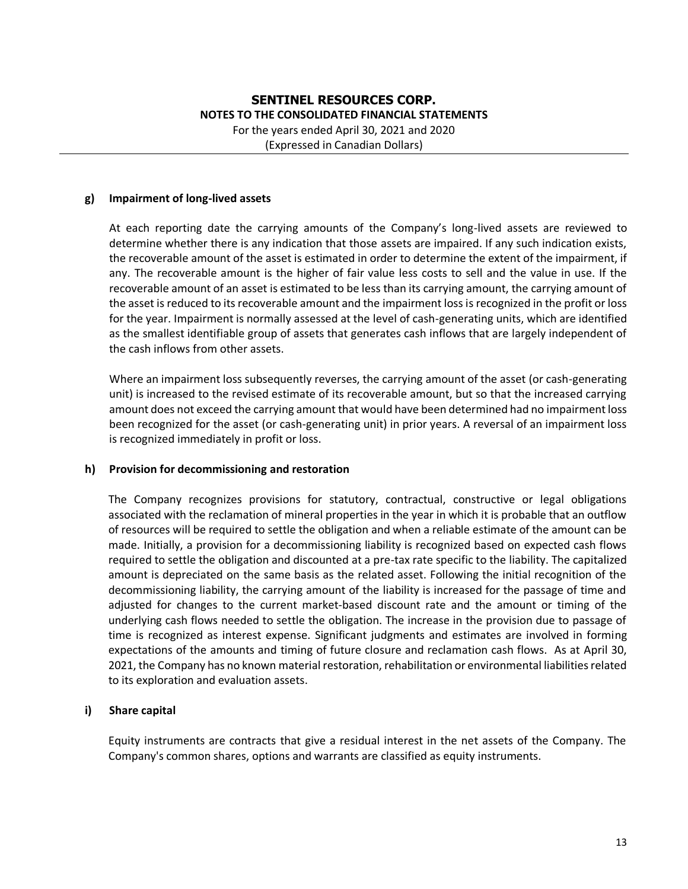#### g) Impairment of long-lived assets

At each reporting date the carrying amounts of the Company's long-lived assets are reviewed to determine whether there is any indication that those assets are impaired. If any such indication exists, the recoverable amount of the asset is estimated in order to determine the extent of the impairment, if any. The recoverable amount is the higher of fair value less costs to sell and the value in use. If the recoverable amount of an asset is estimated to be less than its carrying amount, the carrying amount of the asset is reduced to its recoverable amount and the impairment loss is recognized in the profit or loss for the year. Impairment is normally assessed at the level of cash-generating units, which are identified as the smallest identifiable group of assets that generates cash inflows that are largely independent of the cash inflows from other assets.

Where an impairment loss subsequently reverses, the carrying amount of the asset (or cash-generating unit) is increased to the revised estimate of its recoverable amount, but so that the increased carrying amount does not exceed the carrying amount that would have been determined had no impairment loss been recognized for the asset (or cash-generating unit) in prior years. A reversal of an impairment loss is recognized immediately in profit or loss.

#### h) Provision for decommissioning and restoration

The Company recognizes provisions for statutory, contractual, constructive or legal obligations associated with the reclamation of mineral properties in the year in which it is probable that an outflow of resources will be required to settle the obligation and when a reliable estimate of the amount can be made. Initially, a provision for a decommissioning liability is recognized based on expected cash flows required to settle the obligation and discounted at a pre-tax rate specific to the liability. The capitalized amount is depreciated on the same basis as the related asset. Following the initial recognition of the decommissioning liability, the carrying amount of the liability is increased for the passage of time and adjusted for changes to the current market-based discount rate and the amount or timing of the underlying cash flows needed to settle the obligation. The increase in the provision due to passage of time is recognized as interest expense. Significant judgments and estimates are involved in forming expectations of the amounts and timing of future closure and reclamation cash flows. As at April 30, 2021, the Company has no known material restoration, rehabilitation or environmental liabilities related to its exploration and evaluation assets.

#### i) Share capital

Equity instruments are contracts that give a residual interest in the net assets of the Company. The Company's common shares, options and warrants are classified as equity instruments.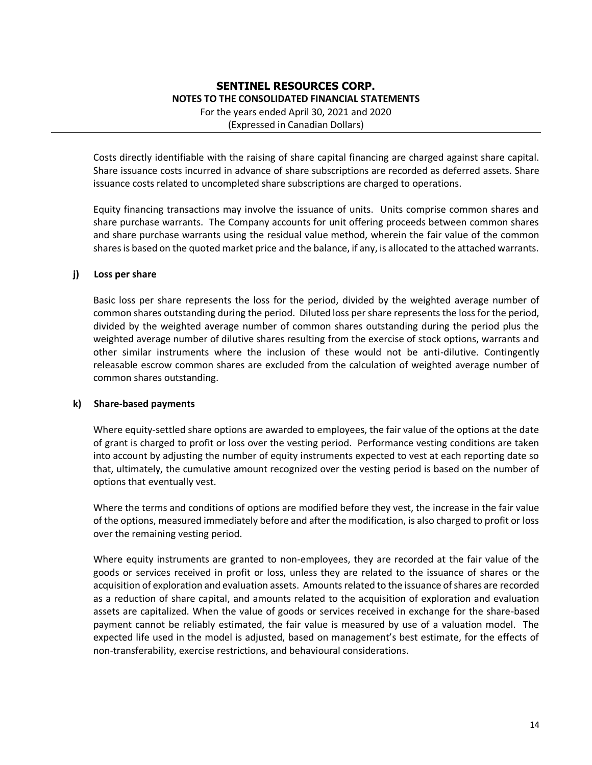Costs directly identifiable with the raising of share capital financing are charged against share capital. Share issuance costs incurred in advance of share subscriptions are recorded as deferred assets. Share issuance costs related to uncompleted share subscriptions are charged to operations.

Equity financing transactions may involve the issuance of units. Units comprise common shares and share purchase warrants. The Company accounts for unit offering proceeds between common shares and share purchase warrants using the residual value method, wherein the fair value of the common shares is based on the quoted market price and the balance, if any, is allocated to the attached warrants.

### j) Loss per share

Basic loss per share represents the loss for the period, divided by the weighted average number of common shares outstanding during the period. Diluted loss per share represents the loss for the period, divided by the weighted average number of common shares outstanding during the period plus the weighted average number of dilutive shares resulting from the exercise of stock options, warrants and other similar instruments where the inclusion of these would not be anti-dilutive. Contingently releasable escrow common shares are excluded from the calculation of weighted average number of common shares outstanding.

### k) Share-based payments

Where equity-settled share options are awarded to employees, the fair value of the options at the date of grant is charged to profit or loss over the vesting period. Performance vesting conditions are taken into account by adjusting the number of equity instruments expected to vest at each reporting date so that, ultimately, the cumulative amount recognized over the vesting period is based on the number of options that eventually vest.

Where the terms and conditions of options are modified before they vest, the increase in the fair value of the options, measured immediately before and after the modification, is also charged to profit or loss over the remaining vesting period.

Where equity instruments are granted to non-employees, they are recorded at the fair value of the goods or services received in profit or loss, unless they are related to the issuance of shares or the acquisition of exploration and evaluation assets. Amounts related to the issuance of shares are recorded as a reduction of share capital, and amounts related to the acquisition of exploration and evaluation assets are capitalized. When the value of goods or services received in exchange for the share-based payment cannot be reliably estimated, the fair value is measured by use of a valuation model. The expected life used in the model is adjusted, based on management's best estimate, for the effects of non-transferability, exercise restrictions, and behavioural considerations.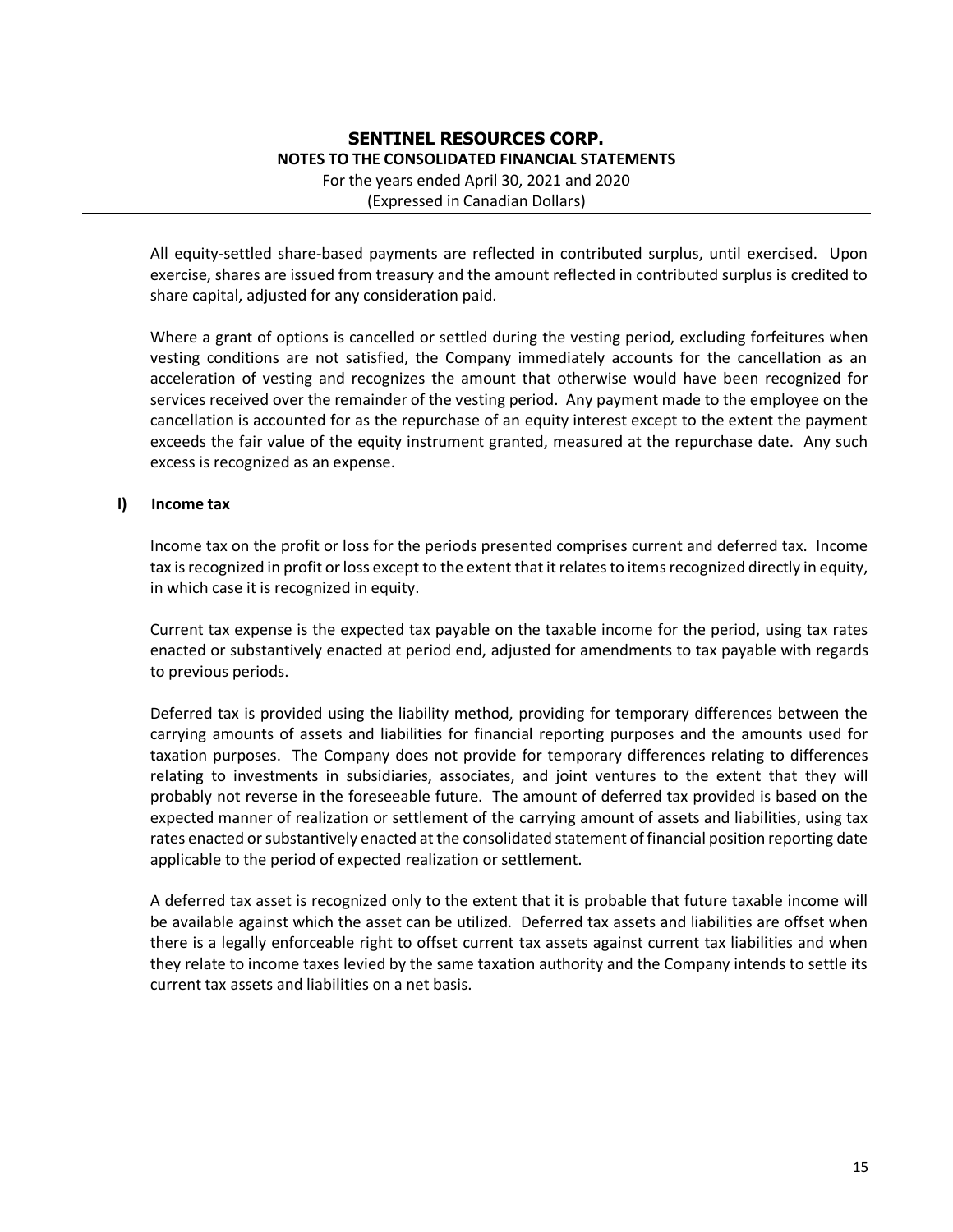All equity-settled share-based payments are reflected in contributed surplus, until exercised. Upon exercise, shares are issued from treasury and the amount reflected in contributed surplus is credited to share capital, adjusted for any consideration paid.

Where a grant of options is cancelled or settled during the vesting period, excluding forfeitures when vesting conditions are not satisfied, the Company immediately accounts for the cancellation as an acceleration of vesting and recognizes the amount that otherwise would have been recognized for services received over the remainder of the vesting period. Any payment made to the employee on the cancellation is accounted for as the repurchase of an equity interest except to the extent the payment exceeds the fair value of the equity instrument granted, measured at the repurchase date. Any such excess is recognized as an expense.

### l) Income tax

Income tax on the profit or loss for the periods presented comprises current and deferred tax. Income tax is recognized in profit or loss except to the extent that it relates to items recognized directly in equity, in which case it is recognized in equity.

Current tax expense is the expected tax payable on the taxable income for the period, using tax rates enacted or substantively enacted at period end, adjusted for amendments to tax payable with regards to previous periods.

Deferred tax is provided using the liability method, providing for temporary differences between the carrying amounts of assets and liabilities for financial reporting purposes and the amounts used for taxation purposes. The Company does not provide for temporary differences relating to differences relating to investments in subsidiaries, associates, and joint ventures to the extent that they will probably not reverse in the foreseeable future. The amount of deferred tax provided is based on the expected manner of realization or settlement of the carrying amount of assets and liabilities, using tax rates enacted or substantively enacted at the consolidated statement of financial position reporting date applicable to the period of expected realization or settlement.

A deferred tax asset is recognized only to the extent that it is probable that future taxable income will be available against which the asset can be utilized. Deferred tax assets and liabilities are offset when there is a legally enforceable right to offset current tax assets against current tax liabilities and when they relate to income taxes levied by the same taxation authority and the Company intends to settle its current tax assets and liabilities on a net basis.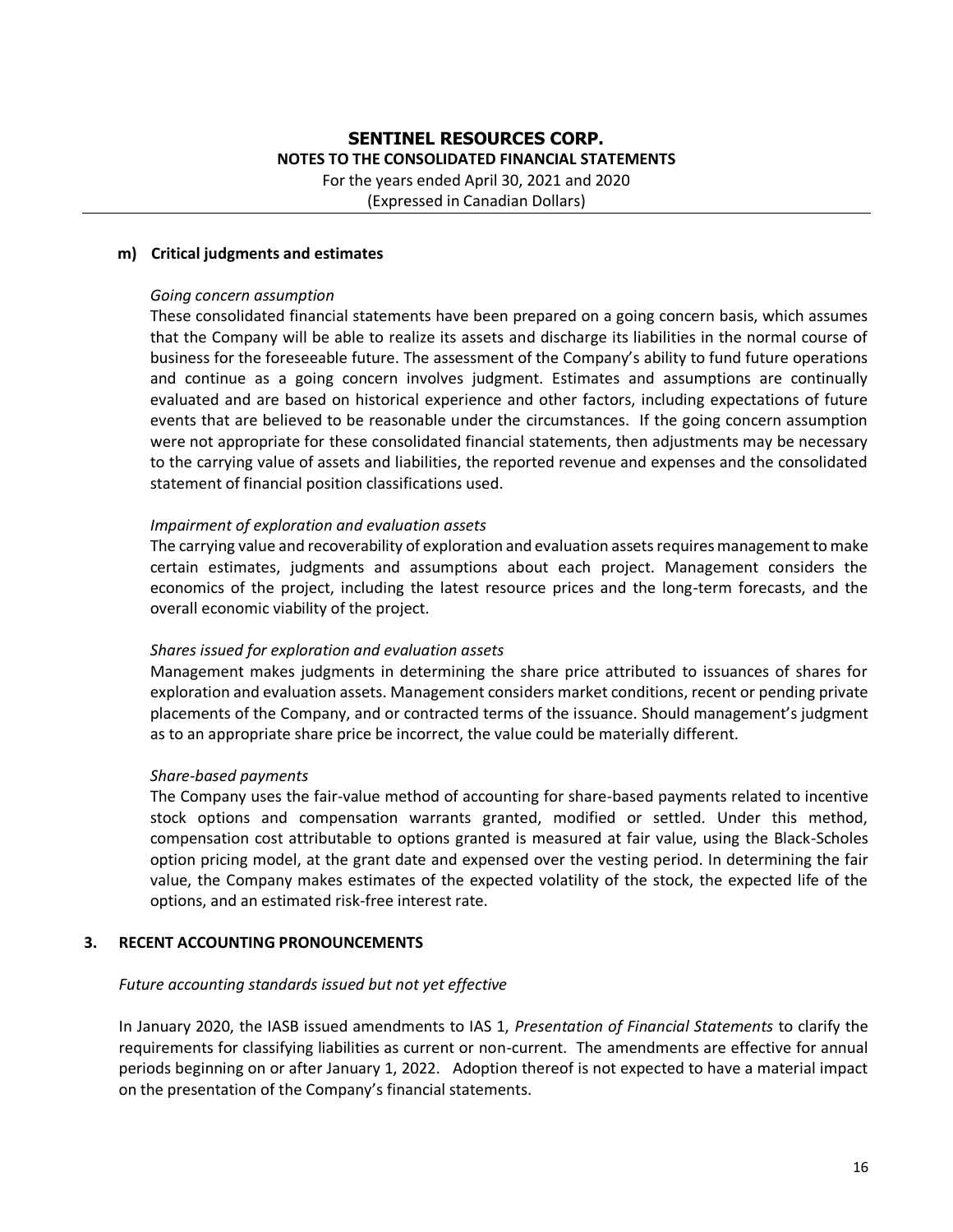#### m) Critical judgments and estimates

*Going concern assumption*

These consolidated financial statements have been prepared on a going concern basis, which assumes that the Company will be able to realize its assets and discharge its liabilities in the normal course of business for the foreseeable future. The assessment of the Company's ability to fund future operations and continue as a going concern involves judgment. Estimates and assumptions are continually evaluated and are based on historical experience and other factors, including expectations of future events that are believed to be reasonable under the circumstances. If the going concern assumption were not appropriate for these consolidated financial statements, then adjustments may be necessary to the carrying value of assets and liabilities, the reported revenue and expenses and the consolidated statement of financial position classifications used.

*Impairment of exploration and evaluation assets*

The carrying value and recoverability of exploration and evaluation assets requires management to make certain estimates, judgments and assumptions about each project. Management considers the economics of the project, including the latest resource prices and the long-term forecasts, and the overall economic viability of the project.

*Shares issued for exploration and evaluation assets*

Management makes judgments in determining the share price attributed to issuances of shares for exploration and evaluation assets. Management considers market conditions, recent or pending private placements of the Company, and or contracted terms of the issuance. Should management's judgment as to an appropriate share price be incorrect, the value could be materially different.

*Share-based payments*

The Company uses the fair-value method of accounting for share-based payments related to incentive stock options and compensation warrants granted, modified or settled. Under this method, compensation cost attributable to options granted is measured at fair value, using the Black-Scholes option pricing model, at the grant date and expensed over the vesting period. In determining the fair value, the Company makes estimates of the expected volatility of the stock, the expected life of the options, and an estimated risk-free interest rate.

## 3. RECENT ACCOUNTING PRONOUNCEMENTS

*Future accounting standards issued but not yet effective*

In January 2020, the IASB issued amendments to IAS 1, *Presentation of Financial Statements* to clarify the requirements for classifying liabilities as current or non-current. The amendments are effective for annual periods beginning on or after January 1, 2022. Adoption thereof is not expected to have a material impact on the presentation of the Company's financial statements.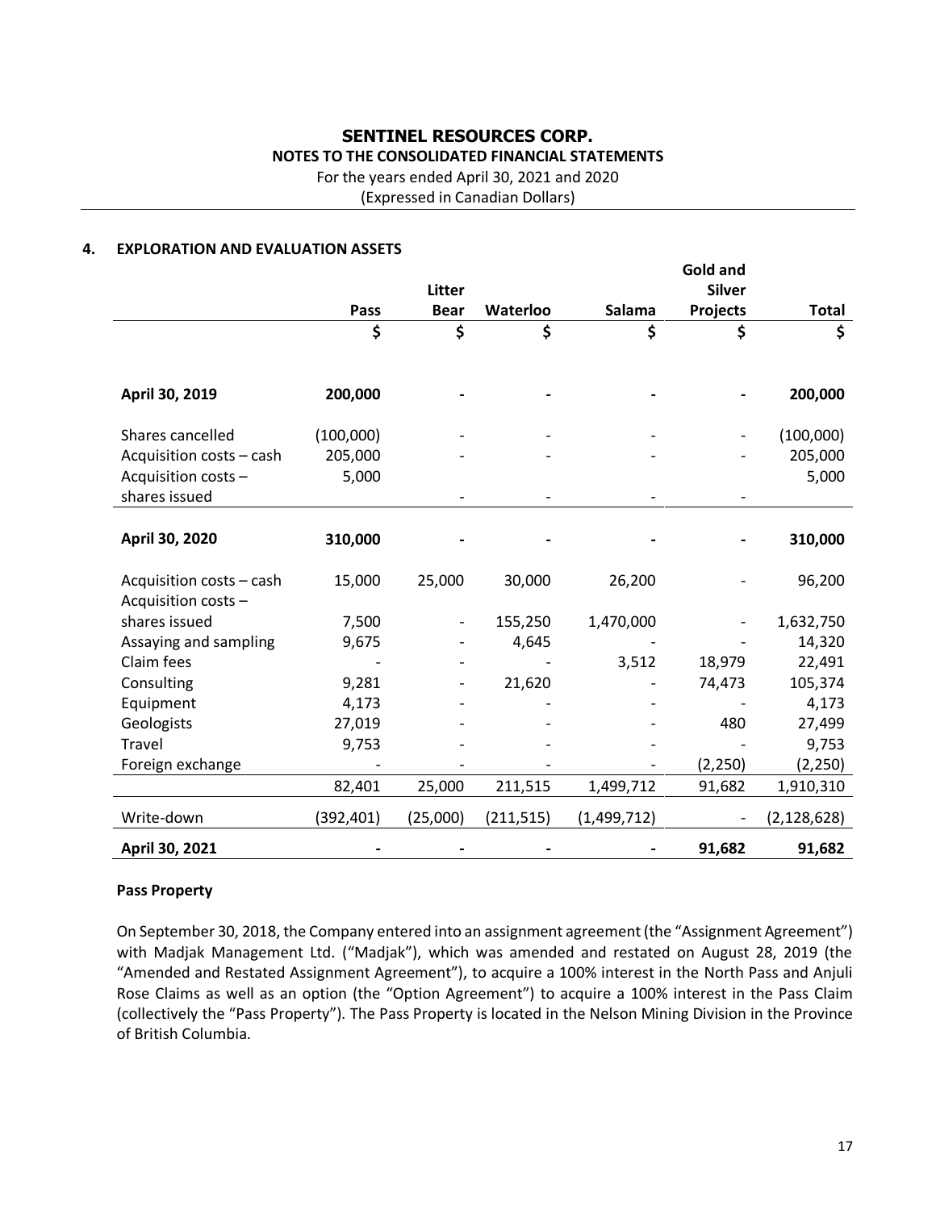# SENTINEL RESOURCES CORP.

**NOTES TO THE CONSOLIDATED FINANCIAL STATEMENTS**

For the years ended April 30, 2021 and 2020

(Expressed in Canadian Dollars)

## 4. EXPLORATION AND EVALUATION ASSETS

| | Pass | Litter Bear | Waterloo | Salama | Gold and Silver Projects | Total |
|---|---|---|---|---|---|---|
| | $ | $ | $ | $ | $ | $ |
| **April 30, 2019** | **200,000** | **-** | **-** | **-** | **-** | **200,000** |
| Shares cancelled | (100,000) | - | - | - | - | (100,000) |
| Acquisition costs – cash | 205,000 | - | - | - | - | 205,000 |
| Acquisition costs – shares issued | 5,000 | - | - | - | - | 5,000 |
| **April 30, 2020** | **310,000** | **-** | **-** | **-** | **-** | **310,000** |
| Acquisition costs – cash | 15,000 | 25,000 | 30,000 | 26,200 | - | 96,200 |
| Acquisition costs – shares issued | 7,500 | - | 155,250 | 1,470,000 | - | 1,632,750 |
| Assaying and sampling | 9,675 | - | 4,645 | - | - | 14,320 |
| Claim fees | - | - | - | 3,512 | 18,979 | 22,491 |
| Consulting | 9,281 | - | 21,620 | - | 74,473 | 105,374 |
| Equipment | 4,173 | - | - | - | - | 4,173 |
| Geologists | 27,019 | - | - | - | 480 | 27,499 |
| Travel | 9,753 | - | - | - | - | 9,753 |
| Foreign exchange | - | - | - | - | (2,250) | (2,250) |
| | 82,401 | 25,000 | 211,515 | 1,499,712 | 91,682 | 1,910,310 |
| Write-down | (392,401) | (25,000) | (211,515) | (1,499,712) | - | (2,128,628) |
| **April 30, 2021** | **-** | **-** | **-** | **-** | **91,682** | **91,682** |

### Pass Property

On September 30, 2018, the Company entered into an assignment agreement (the "Assignment Agreement") with Madjak Management Ltd. ("Madjak"), which was amended and restated on August 28, 2019 (the "Amended and Restated Assignment Agreement"), to acquire a 100% interest in the North Pass and Anjuli Rose Claims as well as an option (the "Option Agreement") to acquire a 100% interest in the Pass Claim (collectively the "Pass Property"). The Pass Property is located in the Nelson Mining Division in the Province of British Columbia.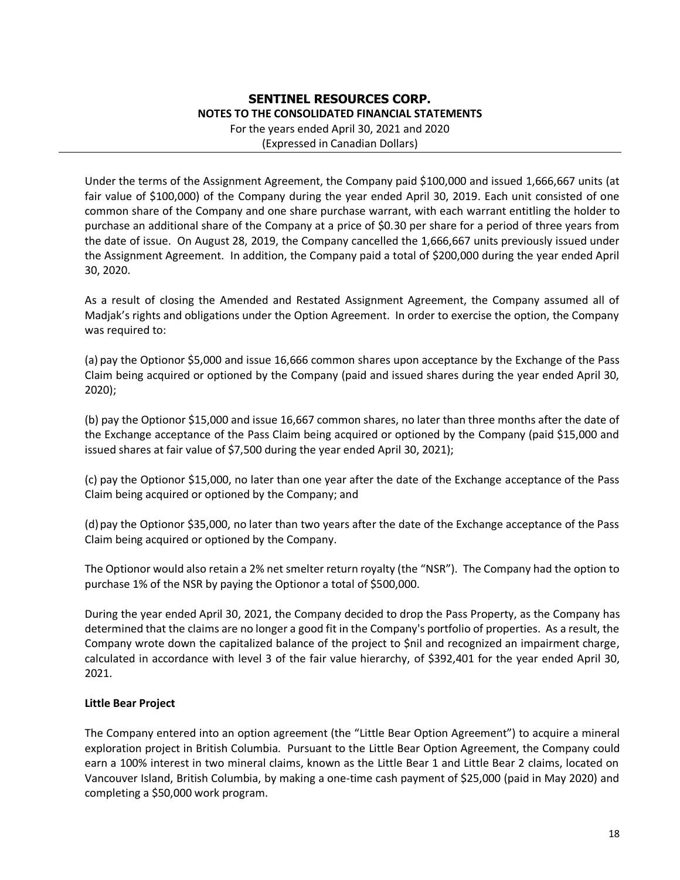Under the terms of the Assignment Agreement, the Company paid $100,000 and issued 1,666,667 units (at fair value of $100,000) of the Company during the year ended April 30, 2019. Each unit consisted of one common share of the Company and one share purchase warrant, with each warrant entitling the holder to purchase an additional share of the Company at a price of $0.30 per share for a period of three years from the date of issue. On August 28, 2019, the Company cancelled the 1,666,667 units previously issued under the Assignment Agreement. In addition, the Company paid a total of $200,000 during the year ended April 30, 2020.

As a result of closing the Amended and Restated Assignment Agreement, the Company assumed all of Madjak's rights and obligations under the Option Agreement. In order to exercise the option, the Company was required to:

(a) pay the Optionor $5,000 and issue 16,666 common shares upon acceptance by the Exchange of the Pass Claim being acquired or optioned by the Company (paid and issued shares during the year ended April 30, 2020);

(b) pay the Optionor $15,000 and issue 16,667 common shares, no later than three months after the date of the Exchange acceptance of the Pass Claim being acquired or optioned by the Company (paid $15,000 and issued shares at fair value of $7,500 during the year ended April 30, 2021);

(c) pay the Optionor $15,000, no later than one year after the date of the Exchange acceptance of the Pass Claim being acquired or optioned by the Company; and

(d) pay the Optionor $35,000, no later than two years after the date of the Exchange acceptance of the Pass Claim being acquired or optioned by the Company.

The Optionor would also retain a 2% net smelter return royalty (the "NSR"). The Company had the option to purchase 1% of the NSR by paying the Optionor a total of $500,000.

During the year ended April 30, 2021, the Company decided to drop the Pass Property, as the Company has determined that the claims are no longer a good fit in the Company's portfolio of properties. As a result, the Company wrote down the capitalized balance of the project to $nil and recognized an impairment charge, calculated in accordance with level 3 of the fair value hierarchy, of $392,401 for the year ended April 30, 2021.

**Little Bear Project**

The Company entered into an option agreement (the "Little Bear Option Agreement") to acquire a mineral exploration project in British Columbia. Pursuant to the Little Bear Option Agreement, the Company could earn a 100% interest in two mineral claims, known as the Little Bear 1 and Little Bear 2 claims, located on Vancouver Island, British Columbia, by making a one-time cash payment of $25,000 (paid in May 2020) and completing a $50,000 work program.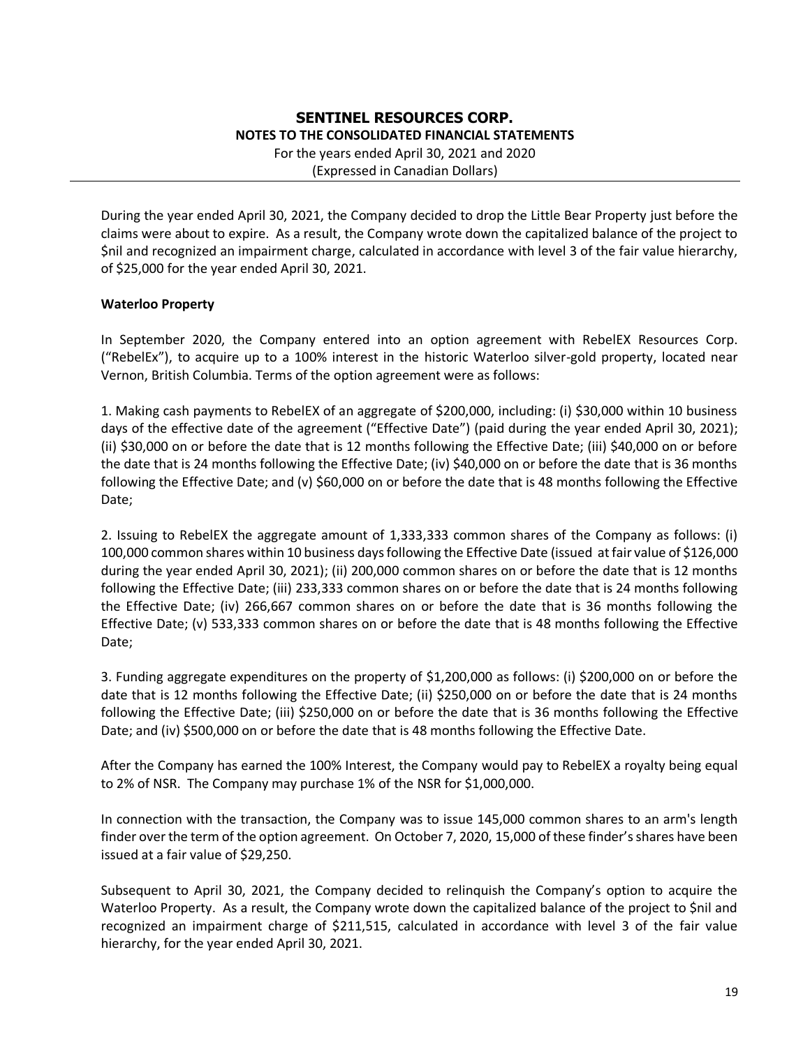During the year ended April 30, 2021, the Company decided to drop the Little Bear Property just before the claims were about to expire. As a result, the Company wrote down the capitalized balance of the project to $nil and recognized an impairment charge, calculated in accordance with level 3 of the fair value hierarchy, of $25,000 for the year ended April 30, 2021.

**Waterloo Property**

In September 2020, the Company entered into an option agreement with RebelEX Resources Corp. ("RebelEx"), to acquire up to a 100% interest in the historic Waterloo silver-gold property, located near Vernon, British Columbia. Terms of the option agreement were as follows:

1. Making cash payments to RebelEX of an aggregate of $200,000, including: (i) $30,000 within 10 business days of the effective date of the agreement ("Effective Date") (paid during the year ended April 30, 2021); (ii) $30,000 on or before the date that is 12 months following the Effective Date; (iii) $40,000 on or before the date that is 24 months following the Effective Date; (iv) $40,000 on or before the date that is 36 months following the Effective Date; and (v) $60,000 on or before the date that is 48 months following the Effective Date;

2. Issuing to RebelEX the aggregate amount of 1,333,333 common shares of the Company as follows: (i) 100,000 common shares within 10 business days following the Effective Date (issued at fair value of $126,000 during the year ended April 30, 2021); (ii) 200,000 common shares on or before the date that is 12 months following the Effective Date; (iii) 233,333 common shares on or before the date that is 24 months following the Effective Date; (iv) 266,667 common shares on or before the date that is 36 months following the Effective Date; (v) 533,333 common shares on or before the date that is 48 months following the Effective Date;

3. Funding aggregate expenditures on the property of $1,200,000 as follows: (i) $200,000 on or before the date that is 12 months following the Effective Date; (ii) $250,000 on or before the date that is 24 months following the Effective Date; (iii) $250,000 on or before the date that is 36 months following the Effective Date; and (iv) $500,000 on or before the date that is 48 months following the Effective Date.

After the Company has earned the 100% Interest, the Company would pay to RebelEX a royalty being equal to 2% of NSR. The Company may purchase 1% of the NSR for $1,000,000.

In connection with the transaction, the Company was to issue 145,000 common shares to an arm's length finder over the term of the option agreement. On October 7, 2020, 15,000 of these finder's shares have been issued at a fair value of $29,250.

Subsequent to April 30, 2021, the Company decided to relinquish the Company's option to acquire the Waterloo Property. As a result, the Company wrote down the capitalized balance of the project to $nil and recognized an impairment charge of $211,515, calculated in accordance with level 3 of the fair value hierarchy, for the year ended April 30, 2021.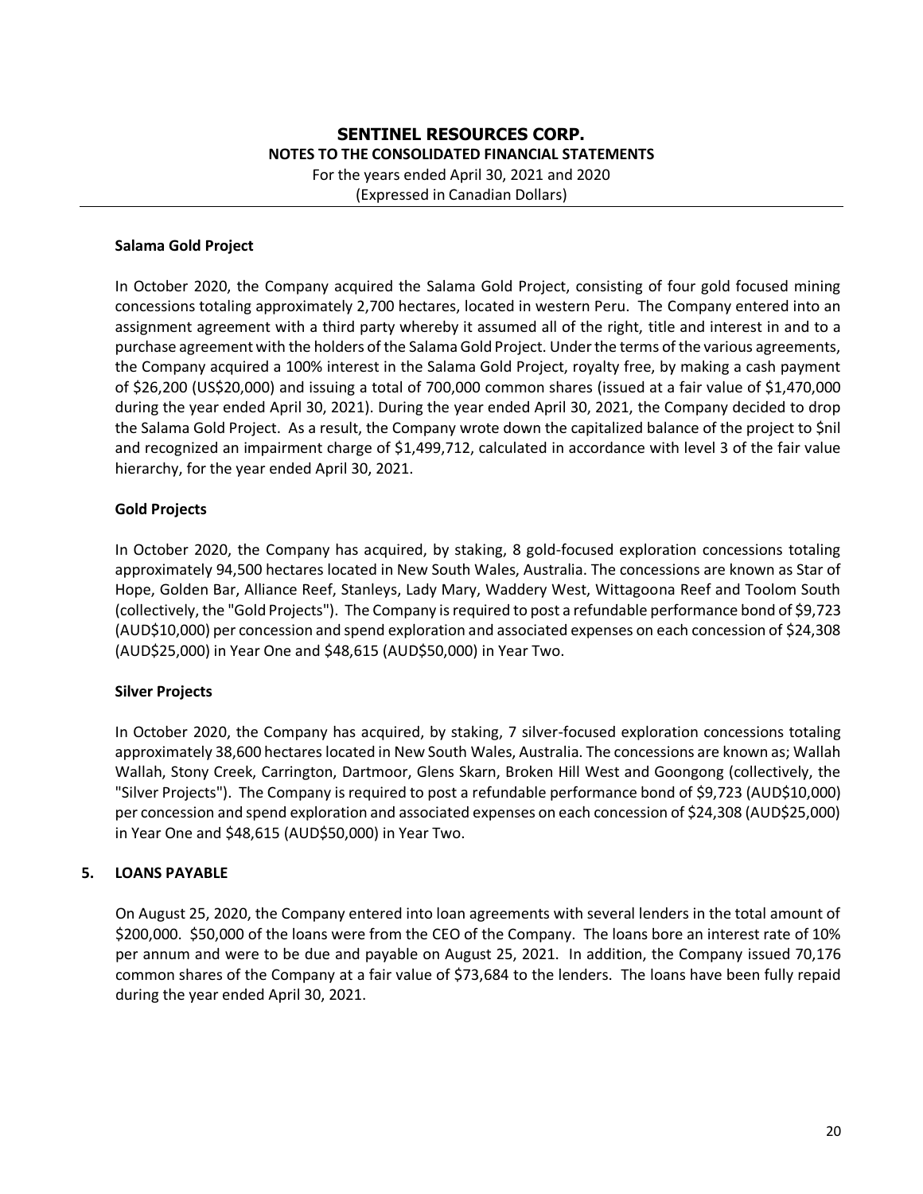**Salama Gold Project**

In October 2020, the Company acquired the Salama Gold Project, consisting of four gold focused mining concessions totaling approximately 2,700 hectares, located in western Peru. The Company entered into an assignment agreement with a third party whereby it assumed all of the right, title and interest in and to a purchase agreement with the holders of the Salama Gold Project. Under the terms of the various agreements, the Company acquired a 100% interest in the Salama Gold Project, royalty free, by making a cash payment of $26,200 (US$20,000) and issuing a total of 700,000 common shares (issued at a fair value of $1,470,000 during the year ended April 30, 2021). During the year ended April 30, 2021, the Company decided to drop the Salama Gold Project. As a result, the Company wrote down the capitalized balance of the project to $nil and recognized an impairment charge of $1,499,712, calculated in accordance with level 3 of the fair value hierarchy, for the year ended April 30, 2021.

**Gold Projects**

In October 2020, the Company has acquired, by staking, 8 gold-focused exploration concessions totaling approximately 94,500 hectares located in New South Wales, Australia. The concessions are known as Star of Hope, Golden Bar, Alliance Reef, Stanleys, Lady Mary, Waddery West, Wittagoona Reef and Toolom South (collectively, the "Gold Projects"). The Company is required to post a refundable performance bond of $9,723 (AUD$10,000) per concession and spend exploration and associated expenses on each concession of $24,308 (AUD$25,000) in Year One and $48,615 (AUD$50,000) in Year Two.

**Silver Projects**

In October 2020, the Company has acquired, by staking, 7 silver-focused exploration concessions totaling approximately 38,600 hectares located in New South Wales, Australia. The concessions are known as; Wallah Wallah, Stony Creek, Carrington, Dartmoor, Glens Skarn, Broken Hill West and Goongong (collectively, the "Silver Projects"). The Company is required to post a refundable performance bond of $9,723 (AUD$10,000) per concession and spend exploration and associated expenses on each concession of $24,308 (AUD$25,000) in Year One and $48,615 (AUD$50,000) in Year Two.

## 5. LOANS PAYABLE

On August 25, 2020, the Company entered into loan agreements with several lenders in the total amount of $200,000. $50,000 of the loans were from the CEO of the Company. The loans bore an interest rate of 10% per annum and were to be due and payable on August 25, 2021. In addition, the Company issued 70,176 common shares of the Company at a fair value of $73,684 to the lenders. The loans have been fully repaid during the year ended April 30, 2021.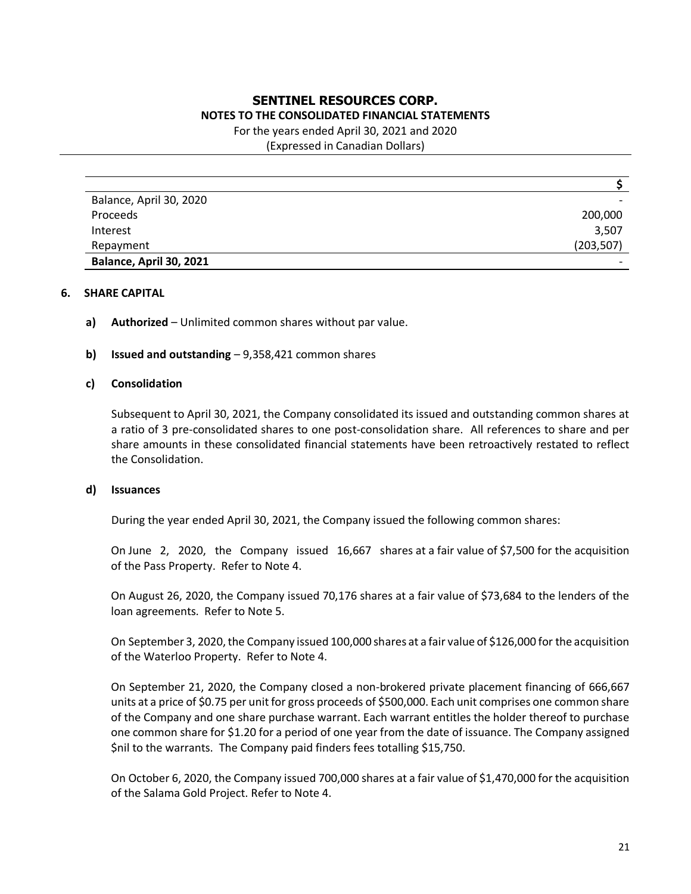| | $ |
|---|---|
| Balance, April 30, 2020 | - |
| Proceeds | 200,000 |
| Interest | 3,507 |
| Repayment | (203,507) |
| **Balance, April 30, 2021** | - |

## 6. SHARE CAPITAL

**a) Authorized** – Unlimited common shares without par value.

**b) Issued and outstanding** – 9,358,421 common shares

**c) Consolidation**

Subsequent to April 30, 2021, the Company consolidated its issued and outstanding common shares at a ratio of 3 pre-consolidated shares to one post-consolidation share. All references to share and per share amounts in these consolidated financial statements have been retroactively restated to reflect the Consolidation.

**d) Issuances**

During the year ended April 30, 2021, the Company issued the following common shares:

On June 2, 2020, the Company issued 16,667 shares at a fair value of $7,500 for the acquisition of the Pass Property. Refer to Note 4.

On August 26, 2020, the Company issued 70,176 shares at a fair value of $73,684 to the lenders of the loan agreements. Refer to Note 5.

On September 3, 2020, the Company issued 100,000 shares at a fair value of $126,000 for the acquisition of the Waterloo Property. Refer to Note 4.

On September 21, 2020, the Company closed a non-brokered private placement financing of 666,667 units at a price of $0.75 per unit for gross proceeds of $500,000. Each unit comprises one common share of the Company and one share purchase warrant. Each warrant entitles the holder thereof to purchase one common share for $1.20 for a period of one year from the date of issuance. The Company assigned $nil to the warrants. The Company paid finders fees totalling $15,750.

On October 6, 2020, the Company issued 700,000 shares at a fair value of $1,470,000 for the acquisition of the Salama Gold Project. Refer to Note 4.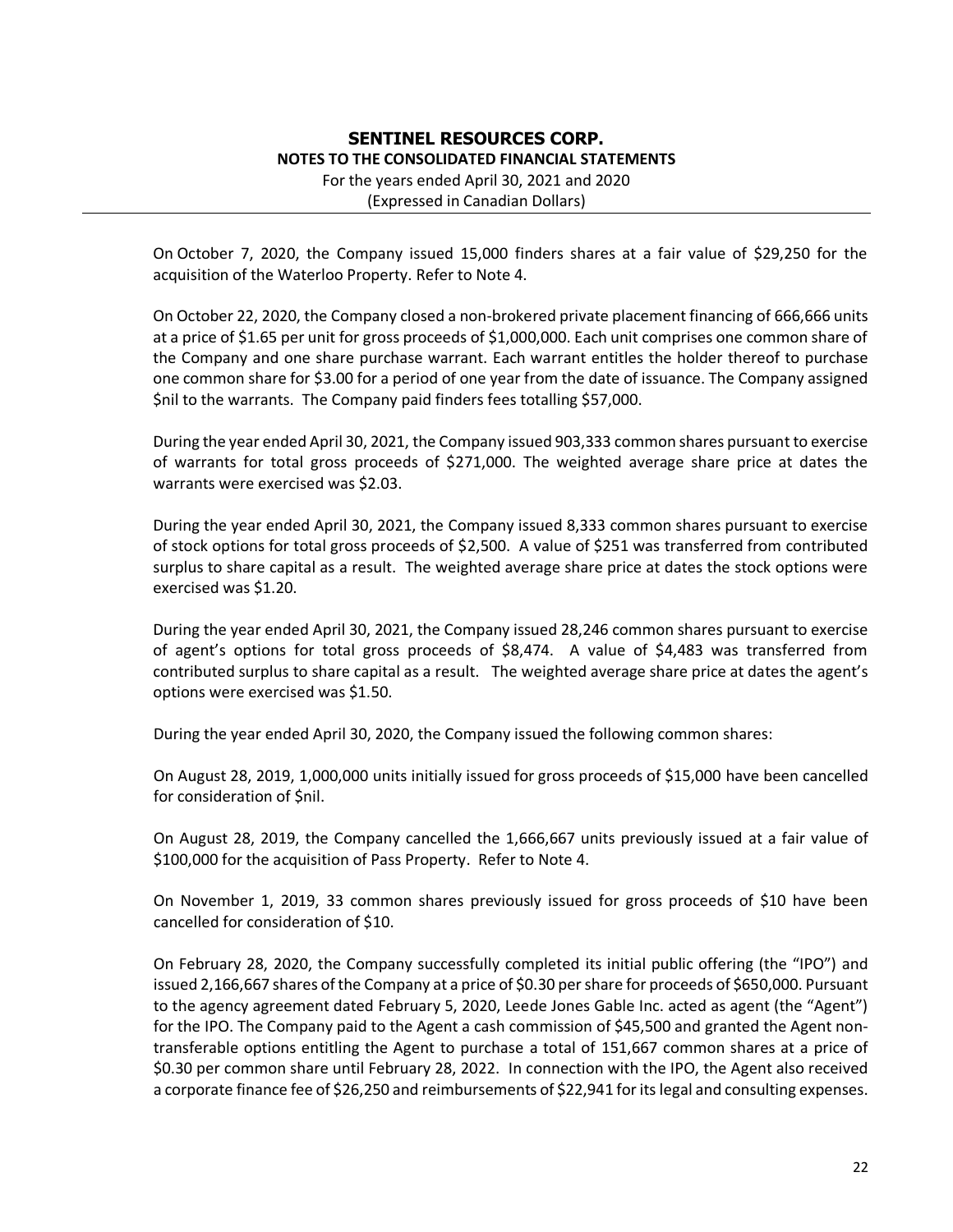On October 7, 2020, the Company issued 15,000 finders shares at a fair value of $29,250 for the acquisition of the Waterloo Property. Refer to Note 4.

On October 22, 2020, the Company closed a non-brokered private placement financing of 666,666 units at a price of $1.65 per unit for gross proceeds of $1,000,000. Each unit comprises one common share of the Company and one share purchase warrant. Each warrant entitles the holder thereof to purchase one common share for $3.00 for a period of one year from the date of issuance. The Company assigned $nil to the warrants. The Company paid finders fees totalling $57,000.

During the year ended April 30, 2021, the Company issued 903,333 common shares pursuant to exercise of warrants for total gross proceeds of $271,000. The weighted average share price at dates the warrants were exercised was $2.03.

During the year ended April 30, 2021, the Company issued 8,333 common shares pursuant to exercise of stock options for total gross proceeds of $2,500. A value of $251 was transferred from contributed surplus to share capital as a result. The weighted average share price at dates the stock options were exercised was $1.20.

During the year ended April 30, 2021, the Company issued 28,246 common shares pursuant to exercise of agent's options for total gross proceeds of $8,474. A value of $4,483 was transferred from contributed surplus to share capital as a result. The weighted average share price at dates the agent's options were exercised was $1.50.

During the year ended April 30, 2020, the Company issued the following common shares:

On August 28, 2019, 1,000,000 units initially issued for gross proceeds of $15,000 have been cancelled for consideration of $nil.

On August 28, 2019, the Company cancelled the 1,666,667 units previously issued at a fair value of $100,000 for the acquisition of Pass Property. Refer to Note 4.

On November 1, 2019, 33 common shares previously issued for gross proceeds of $10 have been cancelled for consideration of $10.

On February 28, 2020, the Company successfully completed its initial public offering (the "IPO") and issued 2,166,667 shares of the Company at a price of $0.30 per share for proceeds of $650,000. Pursuant to the agency agreement dated February 5, 2020, Leede Jones Gable Inc. acted as agent (the "Agent") for the IPO. The Company paid to the Agent a cash commission of $45,500 and granted the Agent non-transferable options entitling the Agent to purchase a total of 151,667 common shares at a price of $0.30 per common share until February 28, 2022. In connection with the IPO, the Agent also received a corporate finance fee of $26,250 and reimbursements of $22,941 for its legal and consulting expenses.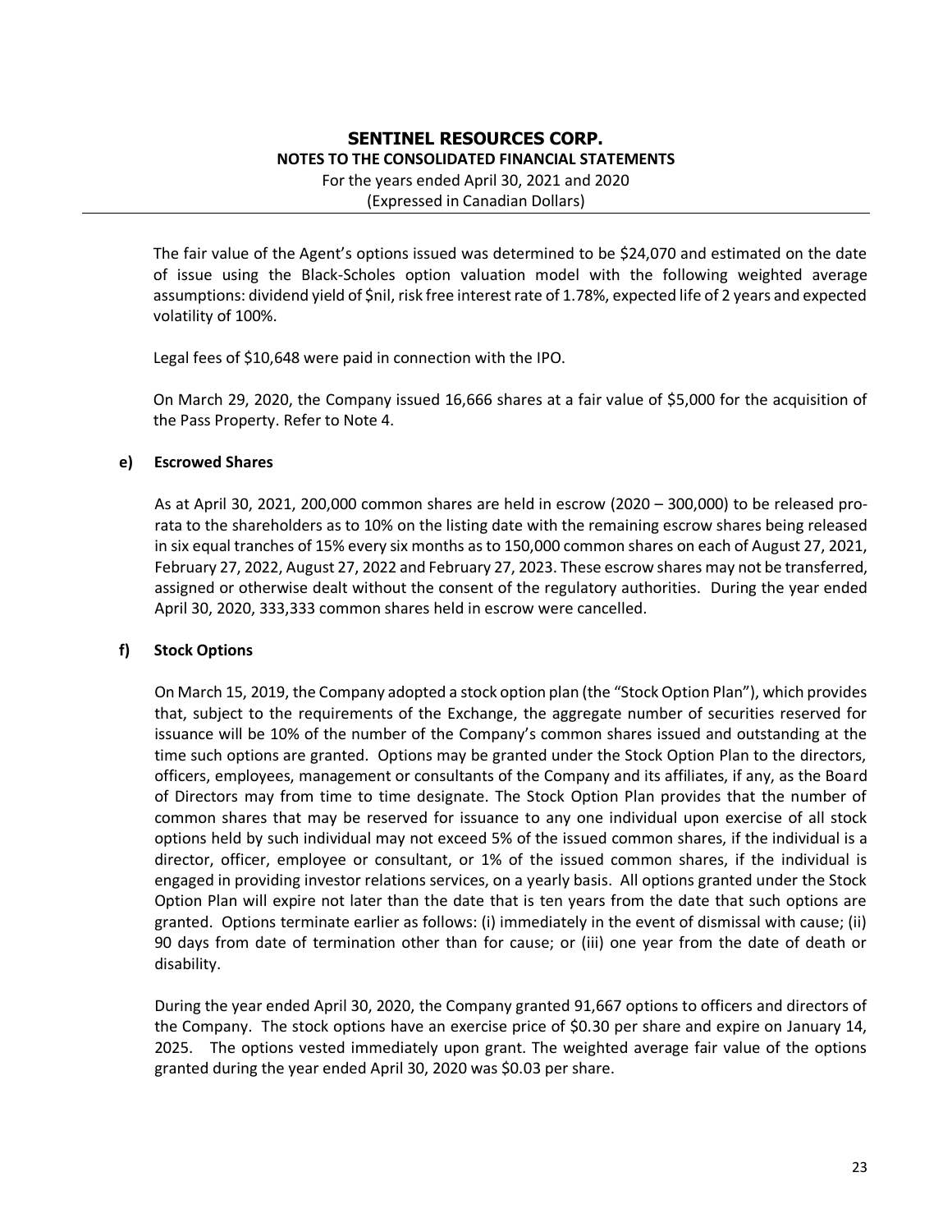The fair value of the Agent's options issued was determined to be $24,070 and estimated on the date of issue using the Black-Scholes option valuation model with the following weighted average assumptions: dividend yield of $nil, risk free interest rate of 1.78%, expected life of 2 years and expected volatility of 100%.

Legal fees of $10,648 were paid in connection with the IPO.

On March 29, 2020, the Company issued 16,666 shares at a fair value of $5,000 for the acquisition of the Pass Property. Refer to Note 4.

**e) Escrowed Shares**

As at April 30, 2021, 200,000 common shares are held in escrow (2020 – 300,000) to be released pro-rata to the shareholders as to 10% on the listing date with the remaining escrow shares being released in six equal tranches of 15% every six months as to 150,000 common shares on each of August 27, 2021, February 27, 2022, August 27, 2022 and February 27, 2023. These escrow shares may not be transferred, assigned or otherwise dealt without the consent of the regulatory authorities. During the year ended April 30, 2020, 333,333 common shares held in escrow were cancelled.

**f) Stock Options**

On March 15, 2019, the Company adopted a stock option plan (the "Stock Option Plan"), which provides that, subject to the requirements of the Exchange, the aggregate number of securities reserved for issuance will be 10% of the number of the Company's common shares issued and outstanding at the time such options are granted. Options may be granted under the Stock Option Plan to the directors, officers, employees, management or consultants of the Company and its affiliates, if any, as the Board of Directors may from time to time designate. The Stock Option Plan provides that the number of common shares that may be reserved for issuance to any one individual upon exercise of all stock options held by such individual may not exceed 5% of the issued common shares, if the individual is a director, officer, employee or consultant, or 1% of the issued common shares, if the individual is engaged in providing investor relations services, on a yearly basis. All options granted under the Stock Option Plan will expire not later than the date that is ten years from the date that such options are granted. Options terminate earlier as follows: (i) immediately in the event of dismissal with cause; (ii) 90 days from date of termination other than for cause; or (iii) one year from the date of death or disability.

During the year ended April 30, 2020, the Company granted 91,667 options to officers and directors of the Company. The stock options have an exercise price of $0.30 per share and expire on January 14, 2025. The options vested immediately upon grant. The weighted average fair value of the options granted during the year ended April 30, 2020 was $0.03 per share.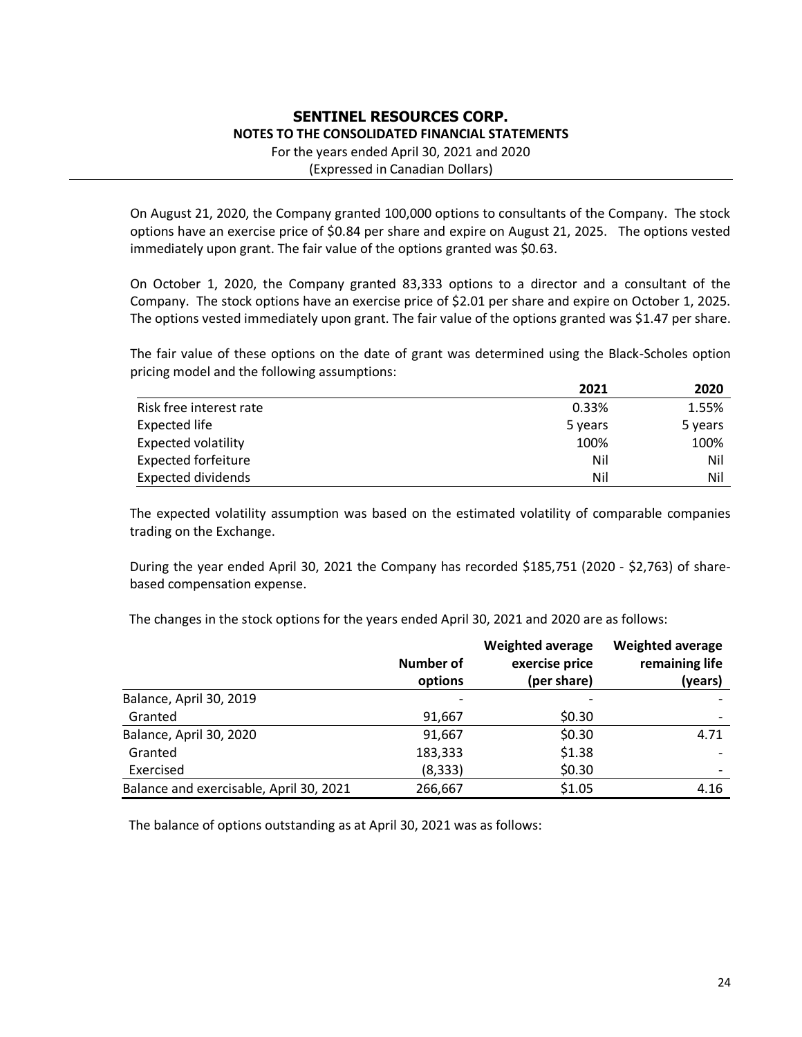On August 21, 2020, the Company granted 100,000 options to consultants of the Company. The stock options have an exercise price of $0.84 per share and expire on August 21, 2025. The options vested immediately upon grant. The fair value of the options granted was $0.63.

On October 1, 2020, the Company granted 83,333 options to a director and a consultant of the Company. The stock options have an exercise price of $2.01 per share and expire on October 1, 2025. The options vested immediately upon grant. The fair value of the options granted was $1.47 per share.

The fair value of these options on the date of grant was determined using the Black-Scholes option pricing model and the following assumptions:

| | 2021 | 2020 |
|---|---|---|
| Risk free interest rate | 0.33% | 1.55% |
| Expected life | 5 years | 5 years |
| Expected volatility | 100% | 100% |
| Expected forfeiture | Nil | Nil |
| Expected dividends | Nil | Nil |

The expected volatility assumption was based on the estimated volatility of comparable companies trading on the Exchange.

During the year ended April 30, 2021 the Company has recorded $185,751 (2020 - $2,763) of share-based compensation expense.

The changes in the stock options for the years ended April 30, 2021 and 2020 are as follows:

| | Number of options | Weighted average exercise price (per share) | Weighted average remaining life (years) |
|---|---|---|---|
| Balance, April 30, 2019 | - | - | - |
| Granted | 91,667 | $0.30 | - |
| Balance, April 30, 2020 | 91,667 | $0.30 | 4.71 |
| Granted | 183,333 | $1.38 | - |
| Exercised | (8,333) | $0.30 | - |
| Balance and exercisable, April 30, 2021 | 266,667 | $1.05 | 4.16 |

The balance of options outstanding as at April 30, 2021 was as follows: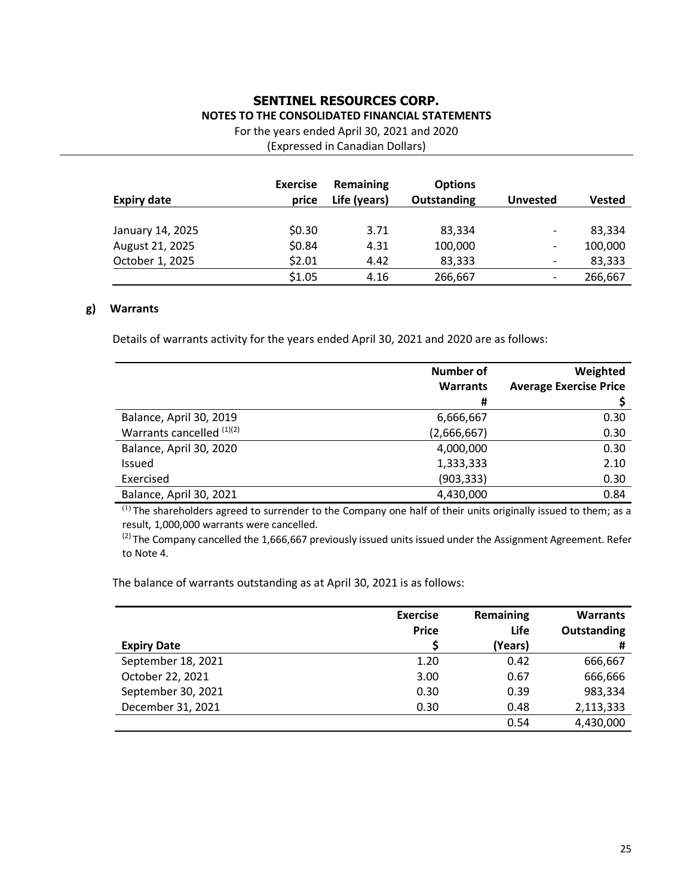| Expiry date | Exercise price | Remaining Life (years) | Options Outstanding | Unvested | Vested |
|---|---|---|---|---|---|
| January 14, 2025 | $0.30 | 3.71 | 83,334 | - | 83,334 |
| August 21, 2025 | $0.84 | 4.31 | 100,000 | - | 100,000 |
| October 1, 2025 | $2.01 | 4.42 | 83,333 | - | 83,333 |
| | $1.05 | 4.16 | 266,667 | - | 266,667 |

**g) Warrants**

Details of warrants activity for the years ended April 30, 2021 and 2020 are as follows:

| | Number of Warrants # | Weighted Average Exercise Price $ |
|---|---|---|
| Balance, April 30, 2019 | 6,666,667 | 0.30 |
| Warrants cancelled [(1)(2)] | (2,666,667) | 0.30 |
| Balance, April 30, 2020 | 4,000,000 | 0.30 |
| Issued | 1,333,333 | 2.10 |
| Exercised | (903,333) | 0.30 |
| Balance, April 30, 2021 | 4,430,000 | 0.84 |

[(1)] The shareholders agreed to surrender to the Company one half of their units originally issued to them; as a result, 1,000,000 warrants were cancelled.

[(2)] The Company cancelled the 1,666,667 previously issued units issued under the Assignment Agreement. Refer to Note 4.

The balance of warrants outstanding as at April 30, 2021 is as follows:

| Expiry Date | Exercise Price $ | Remaining Life (Years) | Warrants Outstanding # |
|---|---|---|---|
| September 18, 2021 | 1.20 | 0.42 | 666,667 |
| October 22, 2021 | 3.00 | 0.67 | 666,666 |
| September 30, 2021 | 0.30 | 0.39 | 983,334 |
| December 31, 2021 | 0.30 | 0.48 | 2,113,333 |
| | | 0.54 | 4,430,000 |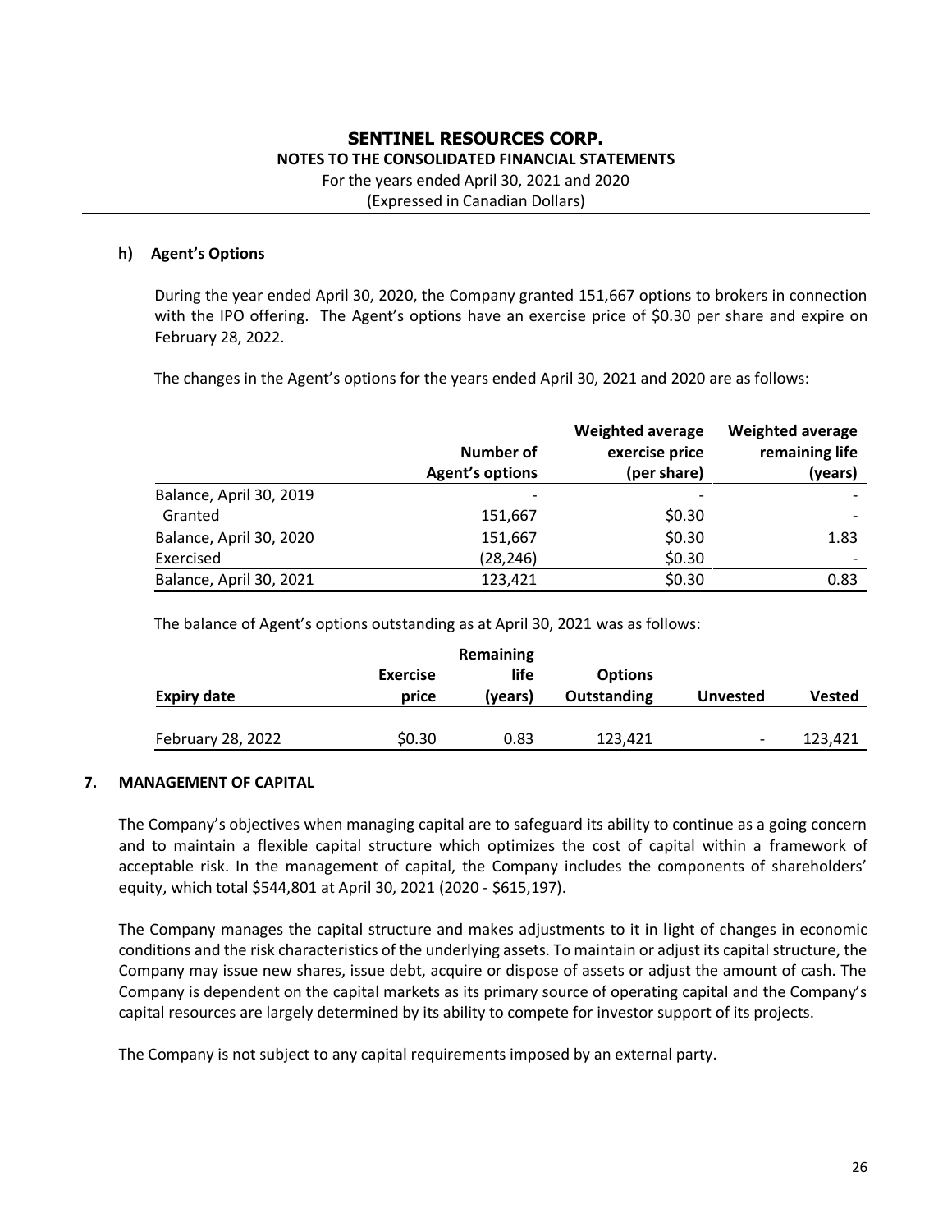### h) Agent's Options

During the year ended April 30, 2020, the Company granted 151,667 options to brokers in connection with the IPO offering. The Agent's options have an exercise price of \$0.30 per share and expire on February 28, 2022.

The changes in the Agent's options for the years ended April 30, 2021 and 2020 are as follows:

| | Number of Agent's options | Weighted average exercise price (per share) | Weighted average remaining life (years) |
|---|---|---|---|
| Balance, April 30, 2019 | - | - | - |
| Granted | 151,667 | \$0.30 | - |
| Balance, April 30, 2020 | 151,667 | \$0.30 | 1.83 |
| Exercised | (28,246) | \$0.30 | - |
| Balance, April 30, 2021 | 123,421 | \$0.30 | 0.83 |

The balance of Agent's options outstanding as at April 30, 2021 was as follows:

| Expiry date | Exercise price | Remaining life (years) | Options Outstanding | Unvested | Vested |
|---|---|---|---|---|---|
| February 28, 2022 | \$0.30 | 0.83 | 123,421 | - | 123,421 |

## 7. MANAGEMENT OF CAPITAL

The Company's objectives when managing capital are to safeguard its ability to continue as a going concern and to maintain a flexible capital structure which optimizes the cost of capital within a framework of acceptable risk. In the management of capital, the Company includes the components of shareholders' equity, which total \$544,801 at April 30, 2021 (2020 - \$615,197).

The Company manages the capital structure and makes adjustments to it in light of changes in economic conditions and the risk characteristics of the underlying assets. To maintain or adjust its capital structure, the Company may issue new shares, issue debt, acquire or dispose of assets or adjust the amount of cash. The Company is dependent on the capital markets as its primary source of operating capital and the Company's capital resources are largely determined by its ability to compete for investor support of its projects.

The Company is not subject to any capital requirements imposed by an external party.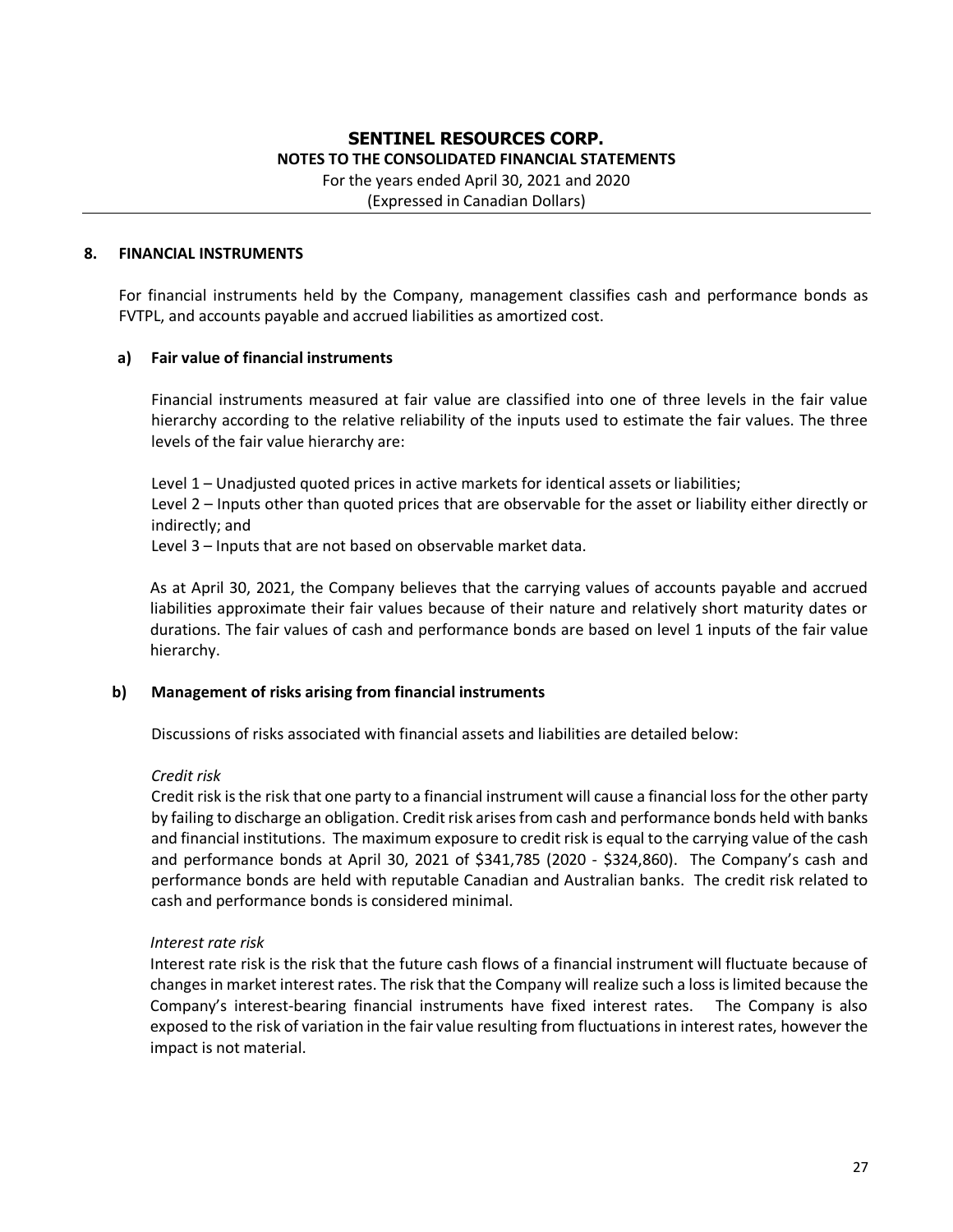## 8. FINANCIAL INSTRUMENTS

For financial instruments held by the Company, management classifies cash and performance bonds as FVTPL, and accounts payable and accrued liabilities as amortized cost.

### a) Fair value of financial instruments

Financial instruments measured at fair value are classified into one of three levels in the fair value hierarchy according to the relative reliability of the inputs used to estimate the fair values. The three levels of the fair value hierarchy are:

Level 1 – Unadjusted quoted prices in active markets for identical assets or liabilities;
Level 2 – Inputs other than quoted prices that are observable for the asset or liability either directly or indirectly; and
Level 3 – Inputs that are not based on observable market data.

As at April 30, 2021, the Company believes that the carrying values of accounts payable and accrued liabilities approximate their fair values because of their nature and relatively short maturity dates or durations. The fair values of cash and performance bonds are based on level 1 inputs of the fair value hierarchy.

### b) Management of risks arising from financial instruments

Discussions of risks associated with financial assets and liabilities are detailed below:

*Credit risk*
Credit risk is the risk that one party to a financial instrument will cause a financial loss for the other party by failing to discharge an obligation. Credit risk arises from cash and performance bonds held with banks and financial institutions. The maximum exposure to credit risk is equal to the carrying value of the cash and performance bonds at April 30, 2021 of $341,785 (2020 - $324,860). The Company's cash and performance bonds are held with reputable Canadian and Australian banks. The credit risk related to cash and performance bonds is considered minimal.

*Interest rate risk*
Interest rate risk is the risk that the future cash flows of a financial instrument will fluctuate because of changes in market interest rates. The risk that the Company will realize such a loss is limited because the Company's interest-bearing financial instruments have fixed interest rates. The Company is also exposed to the risk of variation in the fair value resulting from fluctuations in interest rates, however the impact is not material.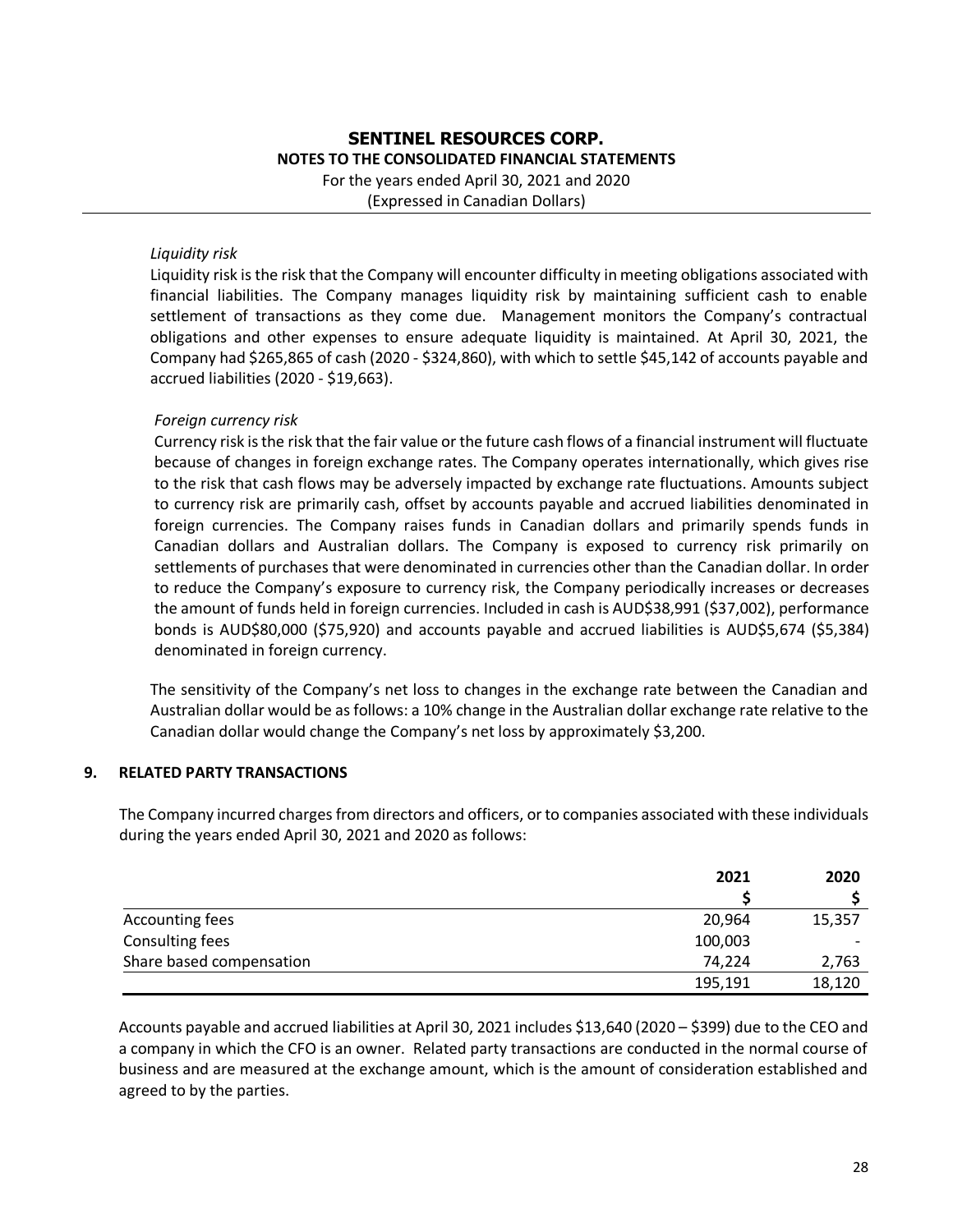*Liquidity risk*

Liquidity risk is the risk that the Company will encounter difficulty in meeting obligations associated with financial liabilities. The Company manages liquidity risk by maintaining sufficient cash to enable settlement of transactions as they come due. Management monitors the Company's contractual obligations and other expenses to ensure adequate liquidity is maintained. At April 30, 2021, the Company had $265,865 of cash (2020 - $324,860), with which to settle $45,142 of accounts payable and accrued liabilities (2020 - $19,663).

*Foreign currency risk*

Currency risk is the risk that the fair value or the future cash flows of a financial instrument will fluctuate because of changes in foreign exchange rates. The Company operates internationally, which gives rise to the risk that cash flows may be adversely impacted by exchange rate fluctuations. Amounts subject to currency risk are primarily cash, offset by accounts payable and accrued liabilities denominated in foreign currencies. The Company raises funds in Canadian dollars and primarily spends funds in Canadian dollars and Australian dollars. The Company is exposed to currency risk primarily on settlements of purchases that were denominated in currencies other than the Canadian dollar. In order to reduce the Company's exposure to currency risk, the Company periodically increases or decreases the amount of funds held in foreign currencies. Included in cash is AUD$38,991 ($37,002), performance bonds is AUD$80,000 ($75,920) and accounts payable and accrued liabilities is AUD$5,674 ($5,384) denominated in foreign currency.

The sensitivity of the Company's net loss to changes in the exchange rate between the Canadian and Australian dollar would be as follows: a 10% change in the Australian dollar exchange rate relative to the Canadian dollar would change the Company's net loss by approximately $3,200.

## 9. RELATED PARTY TRANSACTIONS

The Company incurred charges from directors and officers, or to companies associated with these individuals during the years ended April 30, 2021 and 2020 as follows:

| | 2021 | 2020 |
|---|---|---|
| | $ | $ |
| Accounting fees | 20,964 | 15,357 |
| Consulting fees | 100,003 | - |
| Share based compensation | 74,224 | 2,763 |
| | 195,191 | 18,120 |

Accounts payable and accrued liabilities at April 30, 2021 includes $13,640 (2020 – $399) due to the CEO and a company in which the CFO is an owner. Related party transactions are conducted in the normal course of business and are measured at the exchange amount, which is the amount of consideration established and agreed to by the parties.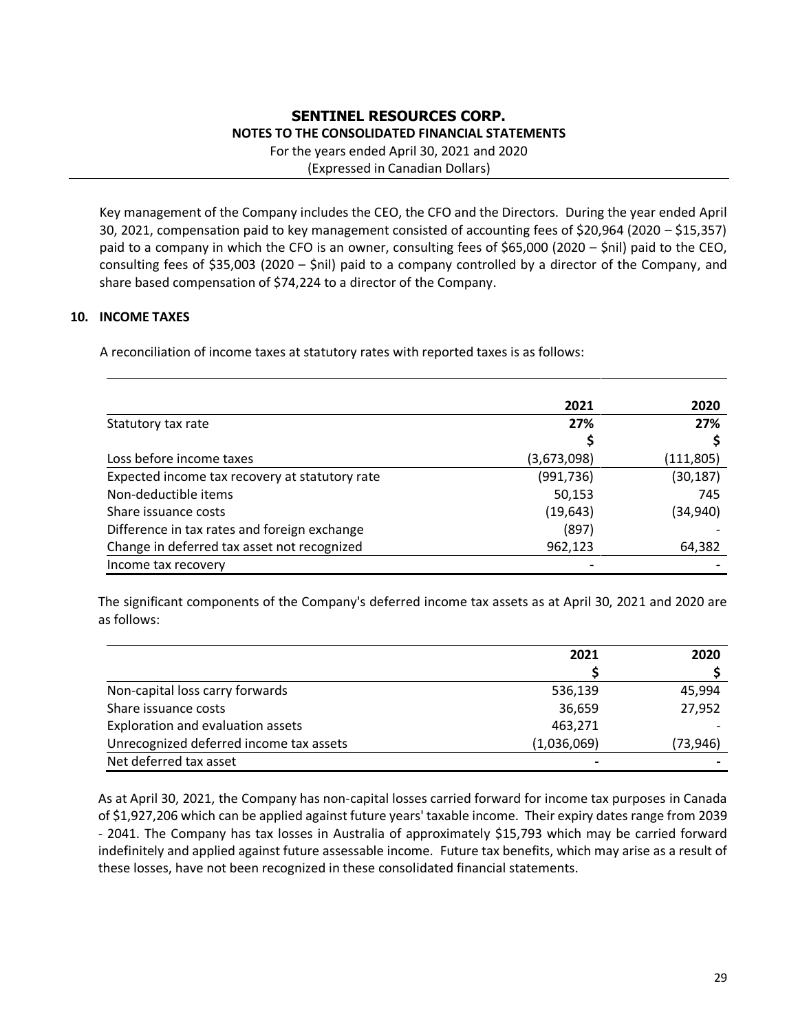Key management of the Company includes the CEO, the CFO and the Directors. During the year ended April 30, 2021, compensation paid to key management consisted of accounting fees of $20,964 (2020 – $15,357) paid to a company in which the CFO is an owner, consulting fees of $65,000 (2020 – $nil) paid to the CEO, consulting fees of $35,003 (2020 – $nil) paid to a company controlled by a director of the Company, and share based compensation of $74,224 to a director of the Company.

## 10. INCOME TAXES

A reconciliation of income taxes at statutory rates with reported taxes is as follows:

| | 2021 | 2020 |
|---|---|---|
| Statutory tax rate | **27%** | **27%** |
| | $ | $ |
| Loss before income taxes | (3,673,098) | (111,805) |
| Expected income tax recovery at statutory rate | (991,736) | (30,187) |
| Non-deductible items | 50,153 | 745 |
| Share issuance costs | (19,643) | (34,940) |
| Difference in tax rates and foreign exchange | (897) | - |
| Change in deferred tax asset not recognized | 962,123 | 64,382 |
| Income tax recovery | - | - |

The significant components of the Company's deferred income tax assets as at April 30, 2021 and 2020 are as follows:

| | 2021 | 2020 |
|---|---|---|
| | $ | $ |
| Non-capital loss carry forwards | 536,139 | 45,994 |
| Share issuance costs | 36,659 | 27,952 |
| Exploration and evaluation assets | 463,271 | - |
| Unrecognized deferred income tax assets | (1,036,069) | (73,946) |
| Net deferred tax asset | - | - |

As at April 30, 2021, the Company has non-capital losses carried forward for income tax purposes in Canada of $1,927,206 which can be applied against future years' taxable income. Their expiry dates range from 2039 - 2041. The Company has tax losses in Australia of approximately $15,793 which may be carried forward indefinitely and applied against future assessable income. Future tax benefits, which may arise as a result of these losses, have not been recognized in these consolidated financial statements.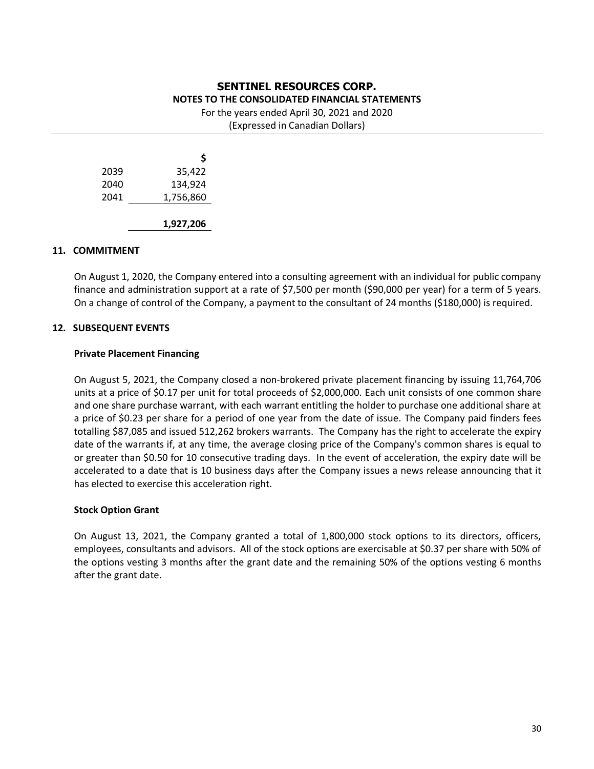| | $ |
|---|---|
| 2039 | 35,422 |
| 2040 | 134,924 |
| 2041 | 1,756,860 |
| | **1,927,206** |

## 11. COMMITMENT

On August 1, 2020, the Company entered into a consulting agreement with an individual for public company finance and administration support at a rate of $7,500 per month ($90,000 per year) for a term of 5 years. On a change of control of the Company, a payment to the consultant of 24 months ($180,000) is required.

## 12. SUBSEQUENT EVENTS

### Private Placement Financing

On August 5, 2021, the Company closed a non-brokered private placement financing by issuing 11,764,706 units at a price of $0.17 per unit for total proceeds of $2,000,000. Each unit consists of one common share and one share purchase warrant, with each warrant entitling the holder to purchase one additional share at a price of $0.23 per share for a period of one year from the date of issue. The Company paid finders fees totalling $87,085 and issued 512,262 brokers warrants. The Company has the right to accelerate the expiry date of the warrants if, at any time, the average closing price of the Company's common shares is equal to or greater than $0.50 for 10 consecutive trading days. In the event of acceleration, the expiry date will be accelerated to a date that is 10 business days after the Company issues a news release announcing that it has elected to exercise this acceleration right.

### Stock Option Grant

On August 13, 2021, the Company granted a total of 1,800,000 stock options to its directors, officers, employees, consultants and advisors. All of the stock options are exercisable at $0.37 per share with 50% of the options vesting 3 months after the grant date and the remaining 50% of the options vesting 6 months after the grant date.